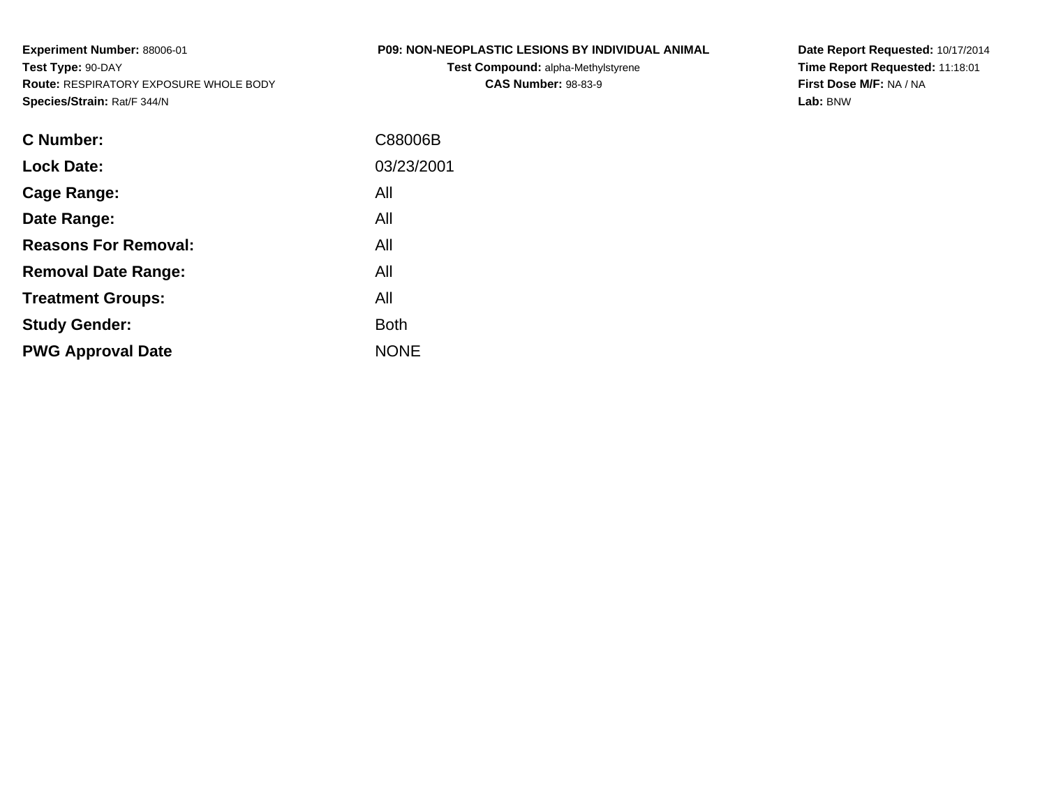**Experiment Number:** 88006-01
**Test Type:** 90-DAY
**Route:** RESPIRATORY EXPOSURE WHOLE BODY
**Species/Strain:** Rat/F 344/N

**P09: NON-NEOPLASTIC LESIONS BY INDIVIDUAL ANIMAL**
**Test Compound:** alpha-Methylstyrene
**CAS Number:** 98-83-9

**Date Report Requested:** 10/17/2014
**Time Report Requested:** 11:18:01
**First Dose M/F:** NA / NA
**Lab:** BNW

| | |
|---|---|
| **C Number:** | C88006B |
| **Lock Date:** | 03/23/2001 |
| **Cage Range:** | All |
| **Date Range:** | All |
| **Reasons For Removal:** | All |
| **Removal Date Range:** | All |
| **Treatment Groups:** | All |
| **Study Gender:** | Both |
| **PWG Approval Date** | NONE |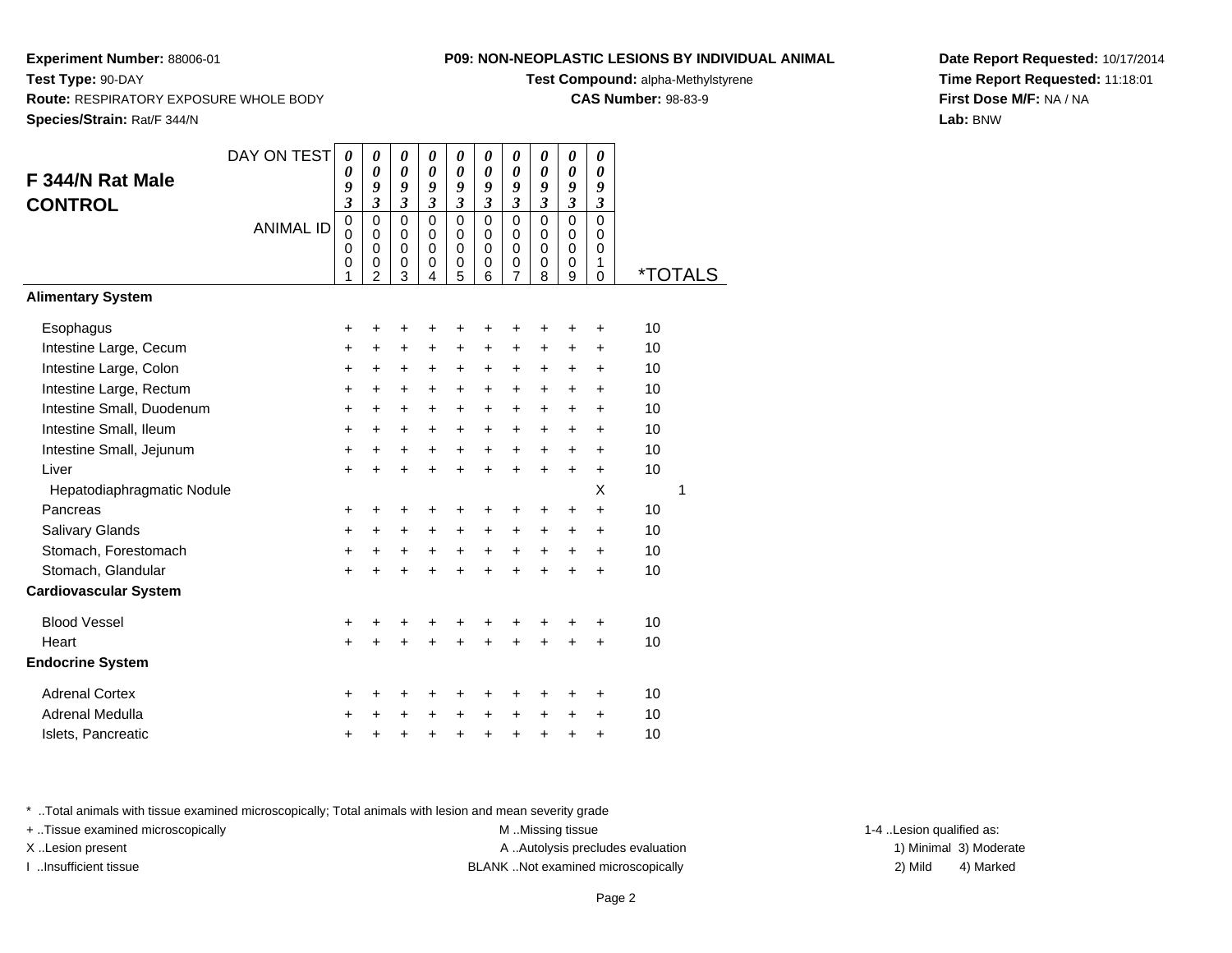**Experiment Number:** 88006-01
**Test Type:** 90-DAY
**Route:** RESPIRATORY EXPOSURE WHOLE BODY
**Species/Strain:** Rat/F 344/N

**P09: NON-NEOPLASTIC LESIONS BY INDIVIDUAL ANIMAL**
**Test Compound:** alpha-Methylstyrene
**CAS Number:** 98-83-9

**Date Report Requested:** 10/17/2014
**Time Report Requested:** 11:18:01
**First Dose M/F:** NA / NA
**Lab:** BNW

## F 344/N Rat Male CONTROL

| DAY ON TEST | 0093 | 0093 | 0093 | 0093 | 0093 | 0093 | 0093 | 0093 | 0093 | 0093 | |
|---|---|---|---|---|---|---|---|---|---|---|---|
| **ANIMAL ID** | 00001 | 00002 | 00003 | 00004 | 00005 | 00006 | 00007 | 00008 | 00009 | 00010 | ***TOTALS** |
| **Alimentary System** | | | | | | | | | | | |
| Esophagus | + | + | + | + | + | + | + | + | + | + | 10 |
| Intestine Large, Cecum | + | + | + | + | + | + | + | + | + | + | 10 |
| Intestine Large, Colon | + | + | + | + | + | + | + | + | + | + | 10 |
| Intestine Large, Rectum | + | + | + | + | + | + | + | + | + | + | 10 |
| Intestine Small, Duodenum | + | + | + | + | + | + | + | + | + | + | 10 |
| Intestine Small, Ileum | + | + | + | + | + | + | + | + | + | + | 10 |
| Intestine Small, Jejunum | + | + | + | + | + | + | + | + | + | + | 10 |
| Liver | + | + | + | + | + | + | + | + | + | + | 10 |
| Hepatodiaphragmatic Nodule | | | | | | | | | | X | 1 |
| Pancreas | + | + | + | + | + | + | + | + | + | + | 10 |
| Salivary Glands | + | + | + | + | + | + | + | + | + | + | 10 |
| Stomach, Forestomach | + | + | + | + | + | + | + | + | + | + | 10 |
| Stomach, Glandular | + | + | + | + | + | + | + | + | + | + | 10 |
| **Cardiovascular System** | | | | | | | | | | | |
| Blood Vessel | + | + | + | + | + | + | + | + | + | + | 10 |
| Heart | + | + | + | + | + | + | + | + | + | + | 10 |
| **Endocrine System** | | | | | | | | | | | |
| Adrenal Cortex | + | + | + | + | + | + | + | + | + | + | 10 |
| Adrenal Medulla | + | + | + | + | + | + | + | + | + | + | 10 |
| Islets, Pancreatic | + | + | + | + | + | + | + | + | + | + | 10 |

* ..Total animals with tissue examined microscopically; Total animals with lesion and mean severity grade
+ ..Tissue examined microscopically
X ..Lesion present
I ..Insufficient tissue

M ..Missing tissue
A ..Autolysis precludes evaluation
BLANK ..Not examined microscopically

1-4 ..Lesion qualified as:
1) Minimal 3) Moderate
2) Mild 4) Marked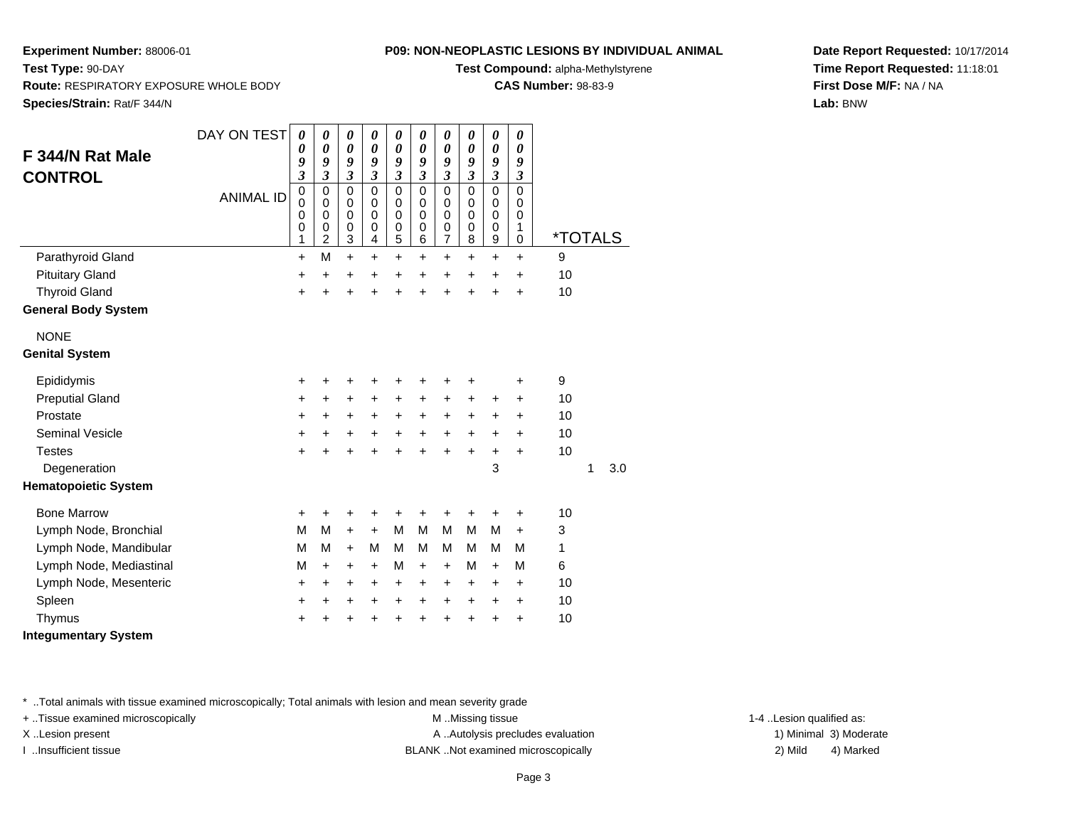**Experiment Number:** 88006-01
**Test Type:** 90-DAY
**Route:** RESPIRATORY EXPOSURE WHOLE BODY
**Species/Strain:** Rat/F 344/N

## P09: NON-NEOPLASTIC LESIONS BY INDIVIDUAL ANIMAL

**Test Compound:** alpha-Methylstyrene
**CAS Number:** 98-83-9

**Date Report Requested:** 10/17/2014
**Time Report Requested:** 11:18:01
**First Dose M/F:** NA / NA
**Lab:** BNW

### F 344/N Rat Male CONTROL

| DAY ON TEST | 0093 | 0093 | 0093 | 0093 | 0093 | 0093 | 0093 | 0093 | 0093 | 0093 | | |
|---|---|---|---|---|---|---|---|---|---|---|---|---|
| **ANIMAL ID** | 00001 | 00002 | 00003 | 00004 | 00005 | 00006 | 00007 | 00008 | 00009 | 00010 | ***TOTALS** | |
| Parathyroid Gland | + | M | + | + | + | + | + | + | + | + | 9 | |
| Pituitary Gland | + | + | + | + | + | + | + | + | + | + | 10 | |
| Thyroid Gland | + | + | + | + | + | + | + | + | + | + | 10 | |
| **General Body System** | | | | | | | | | | | | |
| NONE | | | | | | | | | | | | |
| **Genital System** | | | | | | | | | | | | |
| Epididymis | + | + | + | + | + | + | + | + | | + | 9 | |
| Preputial Gland | + | + | + | + | + | + | + | + | + | + | 10 | |
| Prostate | + | + | + | + | + | + | + | + | + | + | 10 | |
| Seminal Vesicle | + | + | + | + | + | + | + | + | + | + | 10 | |
| Testes | + | + | + | + | + | + | + | + | + | + | 10 | |
| Degeneration | | | | | | | | | 3 | | 1 | 3.0 |
| **Hematopoietic System** | | | | | | | | | | | | |
| Bone Marrow | + | + | + | + | + | + | + | + | + | + | 10 | |
| Lymph Node, Bronchial | M | M | + | + | M | M | M | M | M | + | 3 | |
| Lymph Node, Mandibular | M | M | + | M | M | M | M | M | M | M | 1 | |
| Lymph Node, Mediastinal | M | + | + | + | M | + | + | M | + | M | 6 | |
| Lymph Node, Mesenteric | + | + | + | + | + | + | + | + | + | + | 10 | |
| Spleen | + | + | + | + | + | + | + | + | + | + | 10 | |
| Thymus | + | + | + | + | + | + | + | + | + | + | 10 | |
| **Integumentary System** | | | | | | | | | | | | |

\* ..Total animals with tissue examined microscopically; Total animals with lesion and mean severity grade
+ ..Tissue examined microscopically
X ..Lesion present
I ..Insufficient tissue
M ..Missing tissue
A ..Autolysis precludes evaluation
BLANK ..Not examined microscopically
1-4 ..Lesion qualified as:
1) Minimal 3) Moderate
2) Mild 4) Marked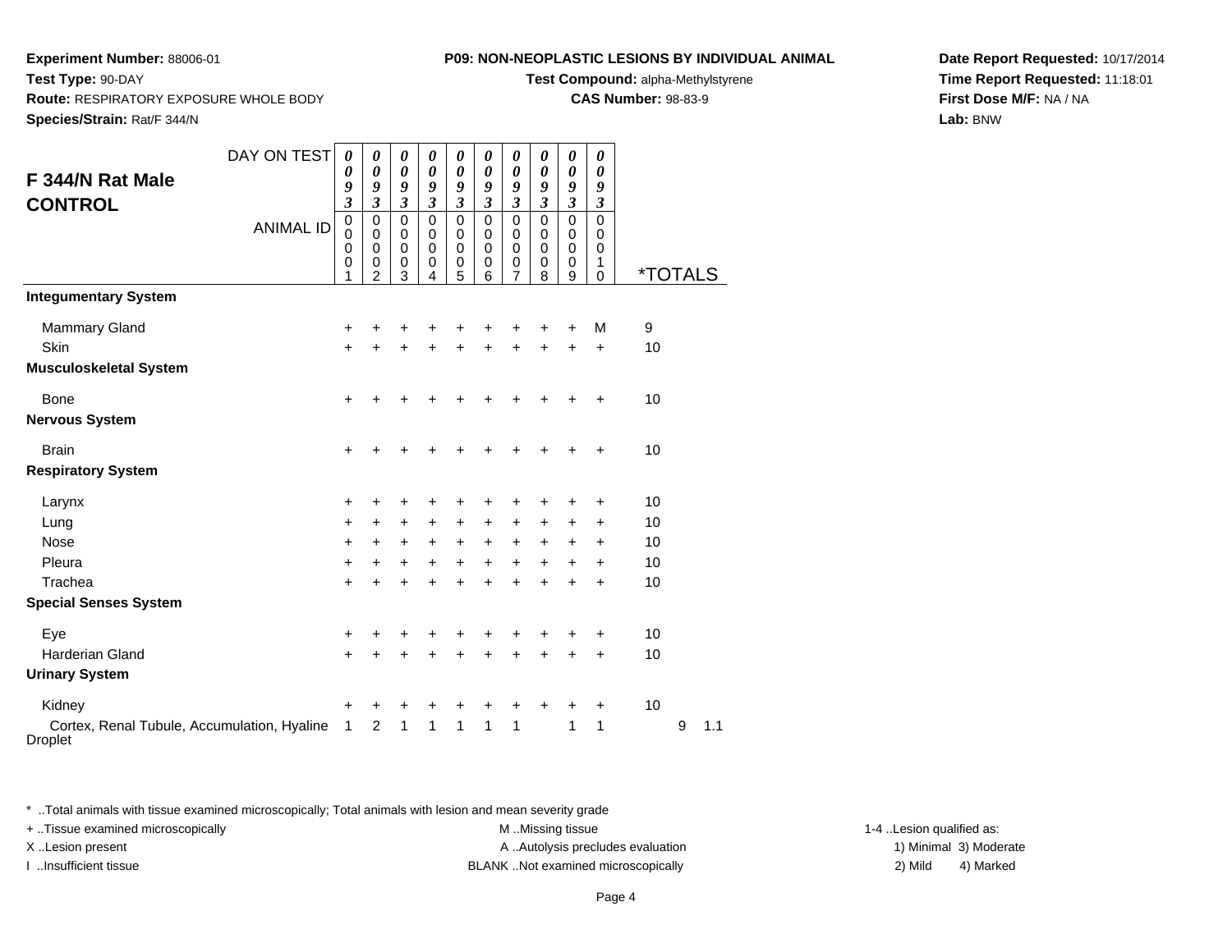**Experiment Number:** 88006-01
**Test Type:** 90-DAY
**Route:** RESPIRATORY EXPOSURE WHOLE BODY
**Species/Strain:** Rat/F 344/N

**P09: NON-NEOPLASTIC LESIONS BY INDIVIDUAL ANIMAL**
**Test Compound:** alpha-Methylstyrene
**CAS Number:** 98-83-9

**Date Report Requested:** 10/17/2014
**Time Report Requested:** 11:18:01
**First Dose M/F:** NA / NA
**Lab:** BNW

## F 344/N Rat Male CONTROL

| DAY ON TEST | 0093 | 0093 | 0093 | 0093 | 0093 | 0093 | 0093 | 0093 | 0093 | 0093 | | |
|---|---|---|---|---|---|---|---|---|---|---|---|---|
| **ANIMAL ID** | 00001 | 00002 | 00003 | 00004 | 00005 | 00006 | 00007 | 00008 | 00009 | 00010 | ***TOTALS** | |
| **Integumentary System** | | | | | | | | | | | | |
| Mammary Gland | + | + | + | + | + | + | + | + | + | M | 9 | |
| Skin | + | + | + | + | + | + | + | + | + | + | 10 | |
| **Musculoskeletal System** | | | | | | | | | | | | |
| Bone | + | + | + | + | + | + | + | + | + | + | 10 | |
| **Nervous System** | | | | | | | | | | | | |
| Brain | + | + | + | + | + | + | + | + | + | + | 10 | |
| **Respiratory System** | | | | | | | | | | | | |
| Larynx | + | + | + | + | + | + | + | + | + | + | 10 | |
| Lung | + | + | + | + | + | + | + | + | + | + | 10 | |
| Nose | + | + | + | + | + | + | + | + | + | + | 10 | |
| Pleura | + | + | + | + | + | + | + | + | + | + | 10 | |
| Trachea | + | + | + | + | + | + | + | + | + | + | 10 | |
| **Special Senses System** | | | | | | | | | | | | |
| Eye | + | + | + | + | + | + | + | + | + | + | 10 | |
| Harderian Gland | + | + | + | + | + | + | + | + | + | + | 10 | |
| **Urinary System** | | | | | | | | | | | | |
| Kidney | + | + | + | + | + | + | + | + | + | + | 10 | |
| Cortex, Renal Tubule, Accumulation, Hyaline Droplet | 1 | 2 | 1 | 1 | 1 | 1 | 1 | | 1 | 1 | 9 | 1.1 |

* ..Total animals with tissue examined microscopically; Total animals with lesion and mean severity grade
+ ..Tissue examined microscopically
X ..Lesion present
I ..Insufficient tissue

M ..Missing tissue
A ..Autolysis precludes evaluation
BLANK ..Not examined microscopically

1-4 ..Lesion qualified as:
1) Minimal 3) Moderate
2) Mild 4) Marked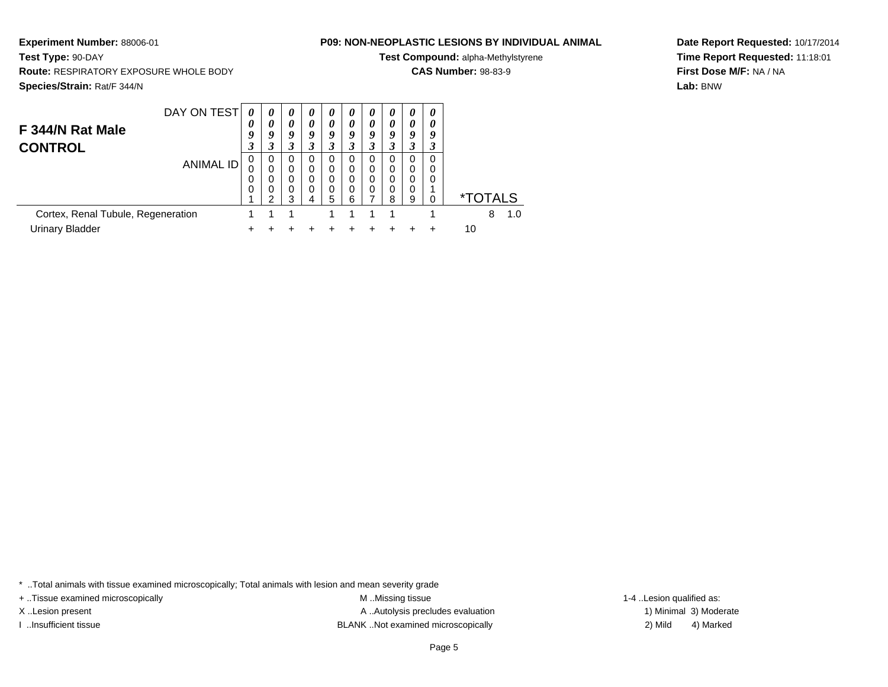**Experiment Number:** 88006-01
**Test Type:** 90-DAY
**Route:** RESPIRATORY EXPOSURE WHOLE BODY
**Species/Strain:** Rat/F 344/N

**P09: NON-NEOPLASTIC LESIONS BY INDIVIDUAL ANIMAL**
**Test Compound:** alpha-Methylstyrene
**CAS Number:** 98-83-9

**Date Report Requested:** 10/17/2014
**Time Report Requested:** 11:18:01
**First Dose M/F:** NA / NA
**Lab:** BNW

## F 344/N Rat Male CONTROL

| DAY ON TEST | 0093 | 0093 | 0093 | 0093 | 0093 | 0093 | 0093 | 0093 | 0093 | 0093 | *TOTALS | |
|---|---|---|---|---|---|---|---|---|---|---|---|---|
| ANIMAL ID | 00001 | 00002 | 00003 | 00004 | 00005 | 00006 | 00007 | 00008 | 00009 | 00010 | | |
| Cortex, Renal Tubule, Regeneration | 1 | 1 | 1 | | 1 | 1 | 1 | 1 | | 1 | 8 | 1.0 |
| Urinary Bladder | + | + | + | + | + | + | + | + | + | + | 10 | |

* ..Total animals with tissue examined microscopically; Total animals with lesion and mean severity grade
+ ..Tissue examined microscopically
X ..Lesion present
I ..Insufficient tissue

M ..Missing tissue
A ..Autolysis precludes evaluation
BLANK ..Not examined microscopically

1-4 ..Lesion qualified as:
1) Minimal 3) Moderate
2) Mild 4) Marked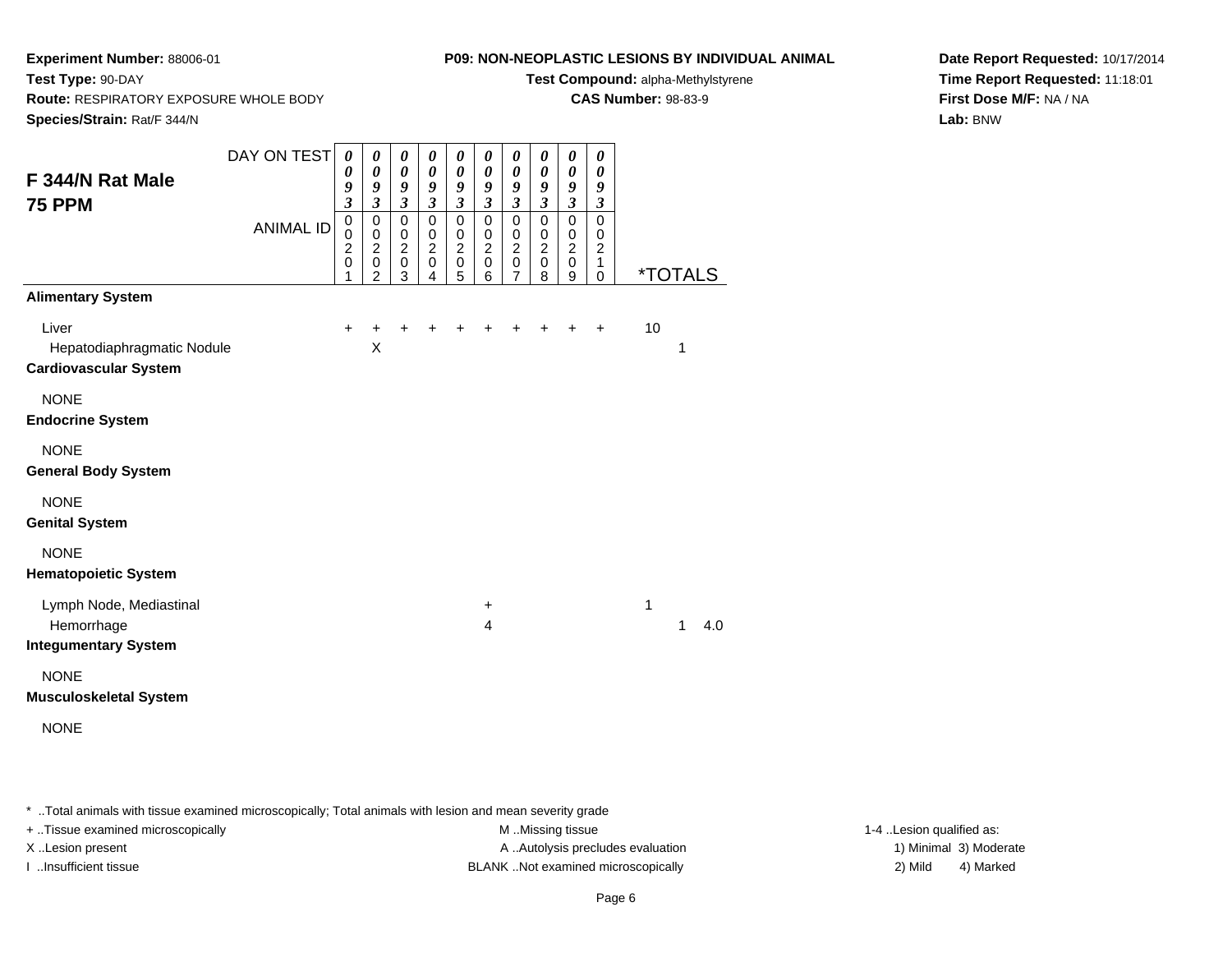**Experiment Number:** 88006-01
**Test Type:** 90-DAY
**Route:** RESPIRATORY EXPOSURE WHOLE BODY
**Species/Strain:** Rat/F 344/N

**P09: NON-NEOPLASTIC LESIONS BY INDIVIDUAL ANIMAL**
**Test Compound:** alpha-Methylstyrene
**CAS Number:** 98-83-9

**Date Report Requested:** 10/17/2014
**Time Report Requested:** 11:18:01
**First Dose M/F:** NA / NA
**Lab:** BNW

## F 344/N Rat Male 75 PPM

| DAY ON TEST | 0093 | 0093 | 0093 | 0093 | 0093 | 0093 | 0093 | 0093 | 0093 | 0093 | | | |
|---|---|---|---|---|---|---|---|---|---|---|---|---|---|
| ANIMAL ID | 00201 | 00202 | 00203 | 00204 | 00205 | 00206 | 00207 | 00208 | 00209 | 00210 | *TOTALS | | |
| **Alimentary System** | | | | | | | | | | | | | |
| Liver | + | + | + | + | + | + | + | + | + | + | 10 | | |
| Hepatodiaphragmatic Nodule | | X | | | | | | | | | | 1 | |
| **Cardiovascular System** | | | | | | | | | | | | | |
| NONE | | | | | | | | | | | | | |
| **Endocrine System** | | | | | | | | | | | | | |
| NONE | | | | | | | | | | | | | |
| **General Body System** | | | | | | | | | | | | | |
| NONE | | | | | | | | | | | | | |
| **Genital System** | | | | | | | | | | | | | |
| NONE | | | | | | | | | | | | | |
| **Hematopoietic System** | | | | | | | | | | | | | |
| Lymph Node, Mediastinal | | | | | | + | | | | | 1 | | |
| Hemorrhage | | | | | | 4 | | | | | | 1 | 4.0 |
| **Integumentary System** | | | | | | | | | | | | | |
| NONE | | | | | | | | | | | | | |
| **Musculoskeletal System** | | | | | | | | | | | | | |
| NONE | | | | | | | | | | | | | |

* ..Total animals with tissue examined microscopically; Total animals with lesion and mean severity grade

+ ..Tissue examined microscopically
X ..Lesion present
I ..Insufficient tissue

M ..Missing tissue
A ..Autolysis precludes evaluation
BLANK ..Not examined microscopically

1-4 ..Lesion qualified as:
1) Minimal 3) Moderate
2) Mild 4) Marked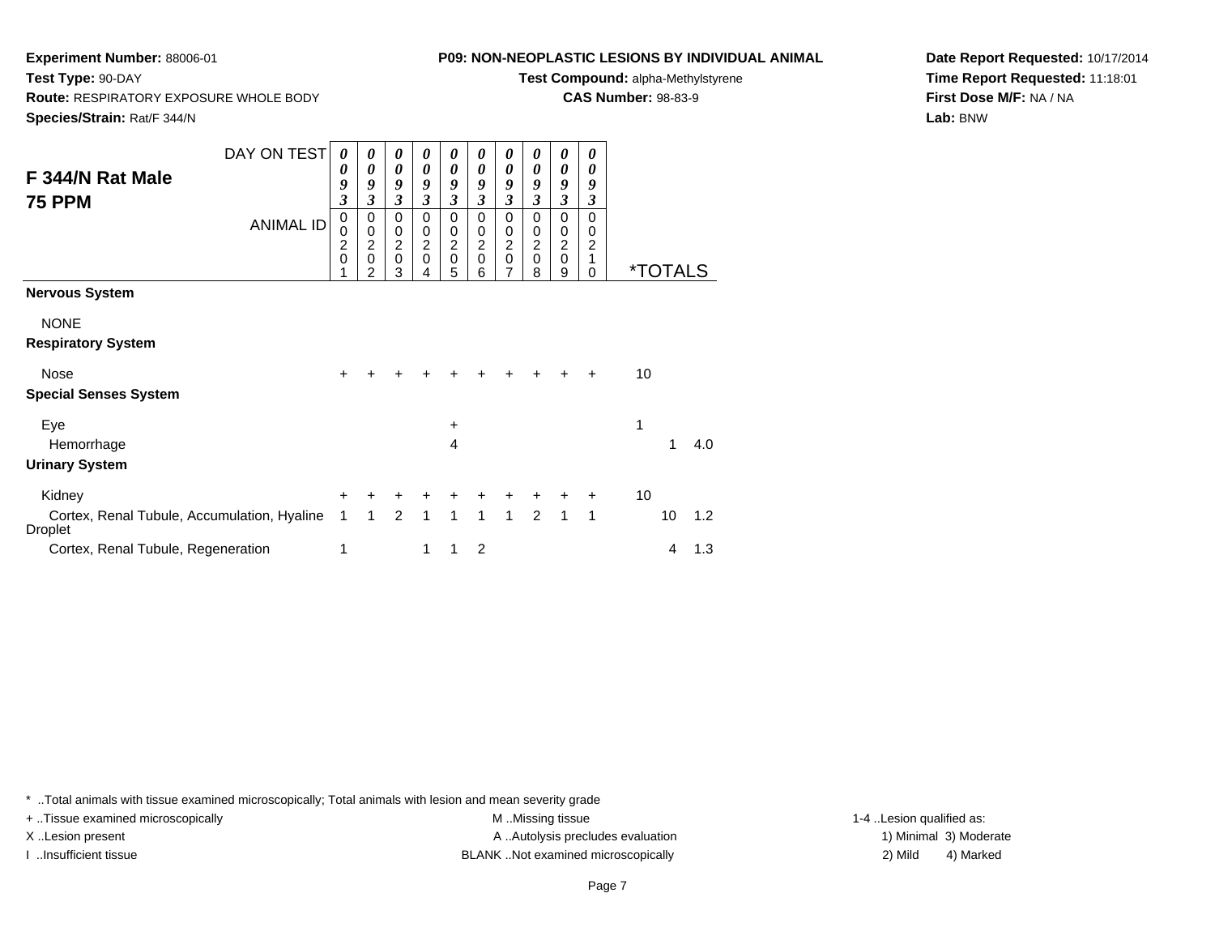**Experiment Number:** 88006-01
**Test Type:** 90-DAY
**Route:** RESPIRATORY EXPOSURE WHOLE BODY
**Species/Strain:** Rat/F 344/N

**P09: NON-NEOPLASTIC LESIONS BY INDIVIDUAL ANIMAL**
**Test Compound:** alpha-Methylstyrene
**CAS Number:** 98-83-9

**Date Report Requested:** 10/17/2014
**Time Report Requested:** 11:18:01
**First Dose M/F:** NA / NA
**Lab:** BNW

## F 344/N Rat Male 75 PPM

| DAY ON TEST | 0093 | 0093 | 0093 | 0093 | 0093 | 0093 | 0093 | 0093 | 0093 | 0093 | | |
|---|---|---|---|---|---|---|---|---|---|---|---|---|
| ANIMAL ID | 00201 | 00202 | 00203 | 00204 | 00205 | 00206 | 00207 | 00208 | 00209 | 00210 | *TOTALS | |
| **Nervous System** | | | | | | | | | | | | |
| NONE | | | | | | | | | | | | |
| **Respiratory System** | | | | | | | | | | | | |
| Nose | + | + | + | + | + | + | + | + | + | + | 10 | |
| **Special Senses System** | | | | | | | | | | | | |
| Eye | | | | | + | | | | | | 1 | |
| Hemorrhage | | | | | 4 | | | | | | 1 | 4.0 |
| **Urinary System** | | | | | | | | | | | | |
| Kidney | + | + | + | + | + | + | + | + | + | + | 10 | |
| Cortex, Renal Tubule, Accumulation, Hyaline Droplet | 1 | 1 | 2 | 1 | 1 | 1 | 1 | 2 | 1 | 1 | 10 | 1.2 |
| Cortex, Renal Tubule, Regeneration | 1 | | | 1 | 1 | 2 | | | | | 4 | 1.3 |

\* ..Total animals with tissue examined microscopically; Total animals with lesion and mean severity grade

+ ..Tissue examined microscopically
X ..Lesion present
I ..Insufficient tissue

M ..Missing tissue
A ..Autolysis precludes evaluation
BLANK ..Not examined microscopically

1-4 ..Lesion qualified as:
1) Minimal 3) Moderate
2) Mild 4) Marked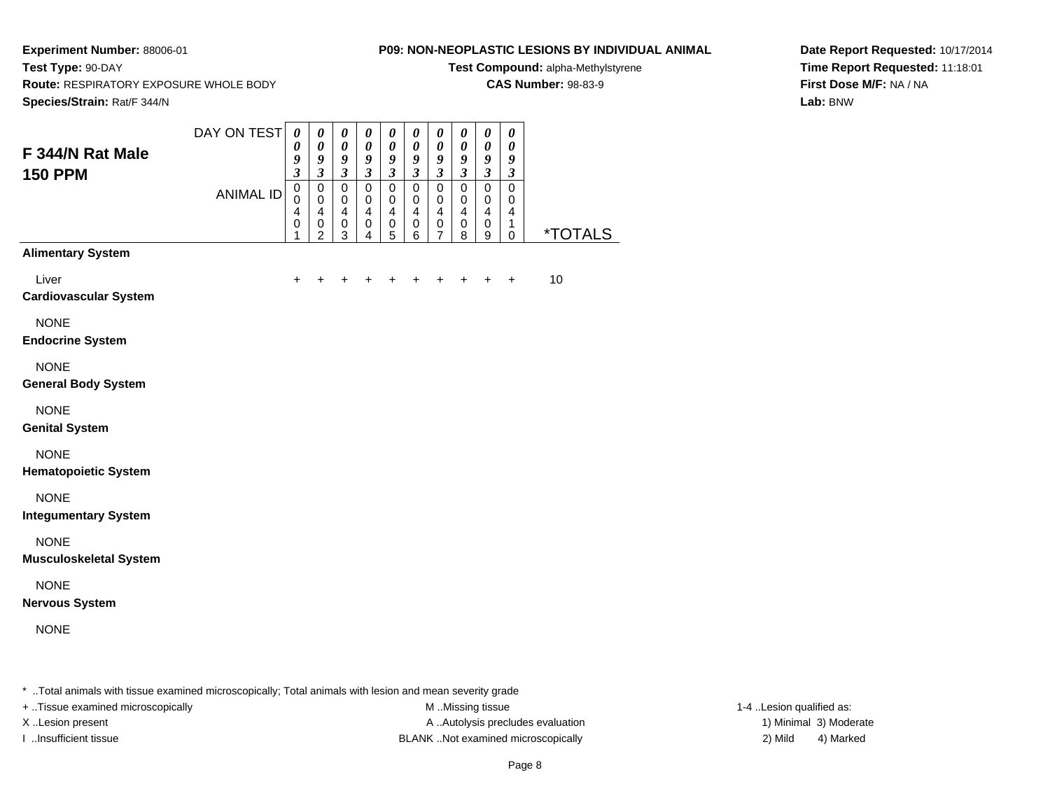**Experiment Number:** 88006-01
**Test Type:** 90-DAY
**Route:** RESPIRATORY EXPOSURE WHOLE BODY
**Species/Strain:** Rat/F 344/N

**P09: NON-NEOPLASTIC LESIONS BY INDIVIDUAL ANIMAL**
**Test Compound:** alpha-Methylstyrene
**CAS Number:** 98-83-9

**Date Report Requested:** 10/17/2014
**Time Report Requested:** 11:18:01
**First Dose M/F:** NA / NA
**Lab:** BNW

## F 344/N Rat Male 150 PPM

| DAY ON TEST | 0093 | 0093 | 0093 | 0093 | 0093 | 0093 | 0093 | 0093 | 0093 | 0093 | |
|---|---|---|---|---|---|---|---|---|---|---|---|
| ANIMAL ID | 00401 | 00402 | 00403 | 00404 | 00405 | 00406 | 00407 | 00408 | 00409 | 00410 | *TOTALS |
| **Alimentary System** | | | | | | | | | | | |
| Liver | + | + | + | + | + | + | + | + | + | + | 10 |
| **Cardiovascular System** | | | | | | | | | | | |
| NONE | | | | | | | | | | | |
| **Endocrine System** | | | | | | | | | | | |
| NONE | | | | | | | | | | | |
| **General Body System** | | | | | | | | | | | |
| NONE | | | | | | | | | | | |
| **Genital System** | | | | | | | | | | | |
| NONE | | | | | | | | | | | |
| **Hematopoietic System** | | | | | | | | | | | |
| NONE | | | | | | | | | | | |
| **Integumentary System** | | | | | | | | | | | |
| NONE | | | | | | | | | | | |
| **Musculoskeletal System** | | | | | | | | | | | |
| NONE | | | | | | | | | | | |
| **Nervous System** | | | | | | | | | | | |
| NONE | | | | | | | | | | | |

* ..Total animals with tissue examined microscopically; Total animals with lesion and mean severity grade

+ ..Tissue examined microscopically
X ..Lesion present
I ..Insufficient tissue

M ..Missing tissue
A ..Autolysis precludes evaluation
BLANK ..Not examined microscopically

1-4 ..Lesion qualified as:
1) Minimal 3) Moderate
2) Mild 4) Marked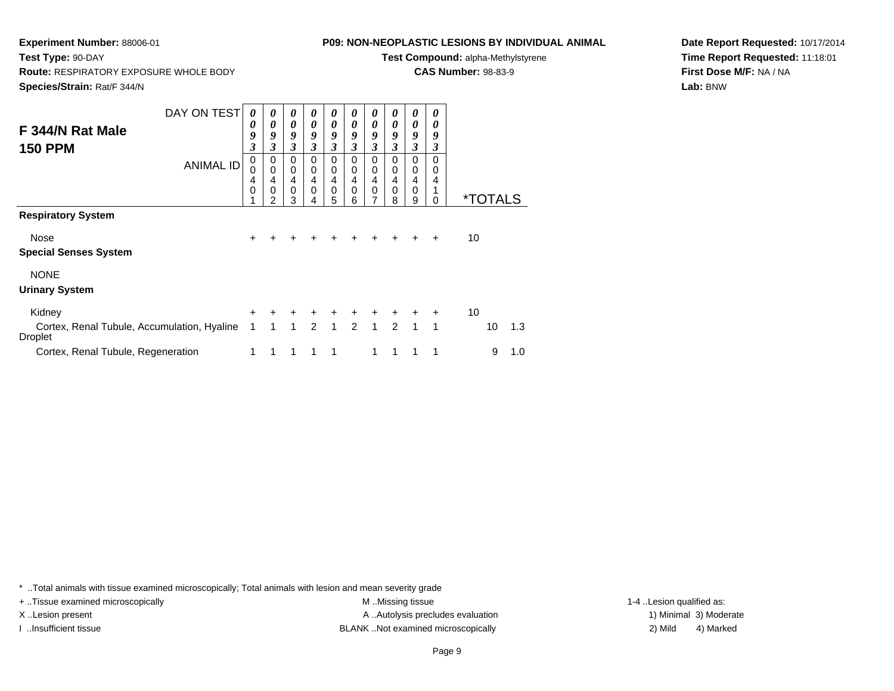**Experiment Number:** 88006-01
**Test Type:** 90-DAY
**Route:** RESPIRATORY EXPOSURE WHOLE BODY
**Species/Strain:** Rat/F 344/N

**P09: NON-NEOPLASTIC LESIONS BY INDIVIDUAL ANIMAL**
**Test Compound:** alpha-Methylstyrene
**CAS Number:** 98-83-9

**Date Report Requested:** 10/17/2014
**Time Report Requested:** 11:18:01
**First Dose M/F:** NA / NA
**Lab:** BNW

## F 344/N Rat Male 150 PPM

| DAY ON TEST | 0093 | 0093 | 0093 | 0093 | 0093 | 0093 | 0093 | 0093 | 0093 | 0093 | | |
|---|---|---|---|---|---|---|---|---|---|---|---|---|
| ANIMAL ID | 00401 | 00402 | 00403 | 00404 | 00405 | 00406 | 00407 | 00408 | 00409 | 00410 | *TOTALS | |
| **Respiratory System** | | | | | | | | | | | | |
| Nose | + | + | + | + | + | + | + | + | + | + | 10 | |
| **Special Senses System** | | | | | | | | | | | | |
| NONE | | | | | | | | | | | | |
| **Urinary System** | | | | | | | | | | | | |
| Kidney | + | + | + | + | + | + | + | + | + | + | 10 | |
| Cortex, Renal Tubule, Accumulation, Hyaline Droplet | 1 | 1 | 1 | 2 | 1 | 2 | 1 | 2 | 1 | 1 | 10 | 1.3 |
| Cortex, Renal Tubule, Regeneration | 1 | 1 | 1 | 1 | 1 | | 1 | 1 | 1 | 1 | 9 | 1.0 |

* ..Total animals with tissue examined microscopically; Total animals with lesion and mean severity grade

+ ..Tissue examined microscopically
X ..Lesion present
I ..Insufficient tissue

M ..Missing tissue
A ..Autolysis precludes evaluation
BLANK ..Not examined microscopically

1-4 ..Lesion qualified as:
1) Minimal 3) Moderate
2) Mild 4) Marked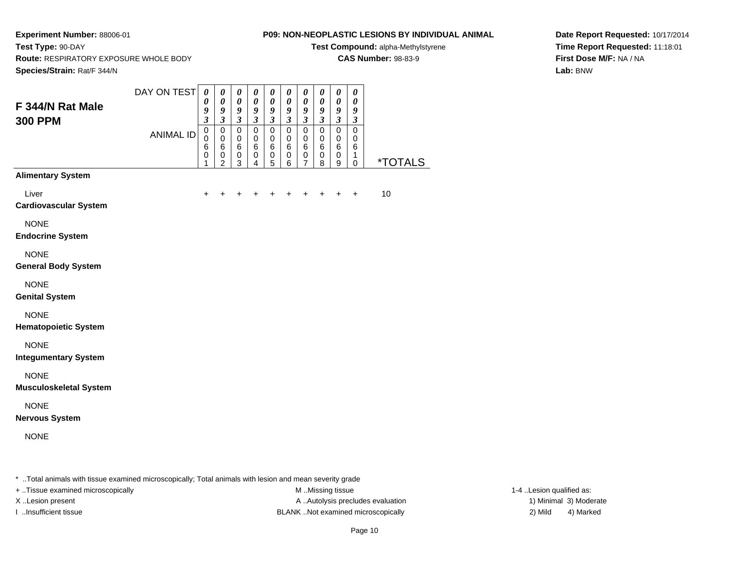**Experiment Number:** 88006-01
**Test Type:** 90-DAY
**Route:** RESPIRATORY EXPOSURE WHOLE BODY
**Species/Strain:** Rat/F 344/N

**P09: NON-NEOPLASTIC LESIONS BY INDIVIDUAL ANIMAL**
**Test Compound:** alpha-Methylstyrene
**CAS Number:** 98-83-9

**Date Report Requested:** 10/17/2014
**Time Report Requested:** 11:18:01
**First Dose M/F:** NA / NA
**Lab:** BNW

## F 344/N Rat Male 300 PPM

| DAY ON TEST | 0093 | 0093 | 0093 | 0093 | 0093 | 0093 | 0093 | 0093 | 0093 | 0093 | |
|---|---|---|---|---|---|---|---|---|---|---|---|
| ANIMAL ID | 00601 | 00602 | 00603 | 00604 | 00605 | 00606 | 00607 | 00608 | 00609 | 00610 | *TOTALS |
| **Alimentary System** | | | | | | | | | | | |
| Liver | + | + | + | + | + | + | + | + | + | + | 10 |
| **Cardiovascular System** | | | | | | | | | | | |
| NONE | | | | | | | | | | | |
| **Endocrine System** | | | | | | | | | | | |
| NONE | | | | | | | | | | | |
| **General Body System** | | | | | | | | | | | |
| NONE | | | | | | | | | | | |
| **Genital System** | | | | | | | | | | | |
| NONE | | | | | | | | | | | |
| **Hematopoietic System** | | | | | | | | | | | |
| NONE | | | | | | | | | | | |
| **Integumentary System** | | | | | | | | | | | |
| NONE | | | | | | | | | | | |
| **Musculoskeletal System** | | | | | | | | | | | |
| NONE | | | | | | | | | | | |
| **Nervous System** | | | | | | | | | | | |
| NONE | | | | | | | | | | | |

* ..Total animals with tissue examined microscopically; Total animals with lesion and mean severity grade
+ ..Tissue examined microscopically
X ..Lesion present
I ..Insufficient tissue

M ..Missing tissue
A ..Autolysis precludes evaluation
BLANK ..Not examined microscopically

1-4 ..Lesion qualified as:
1) Minimal 3) Moderate
2) Mild 4) Marked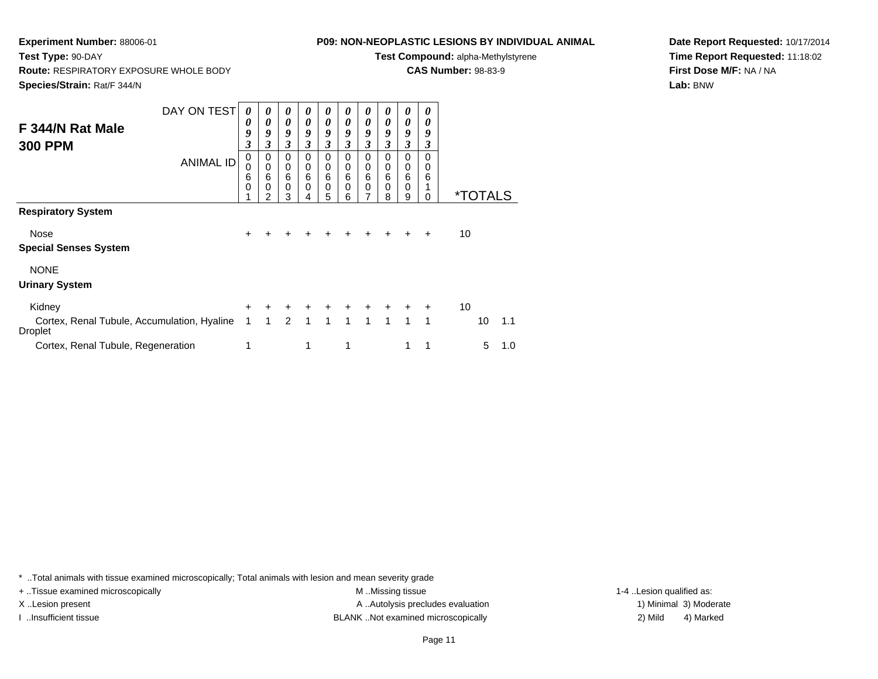**Experiment Number:** 88006-01
**Test Type:** 90-DAY
**Route:** RESPIRATORY EXPOSURE WHOLE BODY
**Species/Strain:** Rat/F 344/N

**P09: NON-NEOPLASTIC LESIONS BY INDIVIDUAL ANIMAL**
**Test Compound:** alpha-Methylstyrene
**CAS Number:** 98-83-9

**Date Report Requested:** 10/17/2014
**Time Report Requested:** 11:18:02
**First Dose M/F:** NA / NA
**Lab:** BNW

## F 344/N Rat Male 300 PPM

| DAY ON TEST | 0093 | 0093 | 0093 | 0093 | 0093 | 0093 | 0093 | 0093 | 0093 | 0093 | *TOTALS | | |
|---|---|---|---|---|---|---|---|---|---|---|---|---|---|
| ANIMAL ID | 00601 | 00602 | 00603 | 00604 | 00605 | 00606 | 00607 | 00608 | 00609 | 00610 | | | |
| **Respiratory System** | | | | | | | | | | | | | |
| Nose | + | + | + | + | + | + | + | + | + | + | 10 | | |
| **Special Senses System** | | | | | | | | | | | | | |
| NONE | | | | | | | | | | | | | |
| **Urinary System** | | | | | | | | | | | | | |
| Kidney | + | + | + | + | + | + | + | + | + | + | 10 | | |
| Cortex, Renal Tubule, Accumulation, Hyaline Droplet | 1 | 1 | 2 | 1 | 1 | 1 | 1 | 1 | 1 | 1 | | 10 | 1.1 |
| Cortex, Renal Tubule, Regeneration | 1 | | | 1 | | 1 | | | 1 | 1 | | 5 | 1.0 |

* ..Total animals with tissue examined microscopically; Total animals with lesion and mean severity grade

+ ..Tissue examined microscopically
X ..Lesion present
I ..Insufficient tissue

M ..Missing tissue
A ..Autolysis precludes evaluation
BLANK ..Not examined microscopically

1-4 ..Lesion qualified as:
1) Minimal 3) Moderate
2) Mild 4) Marked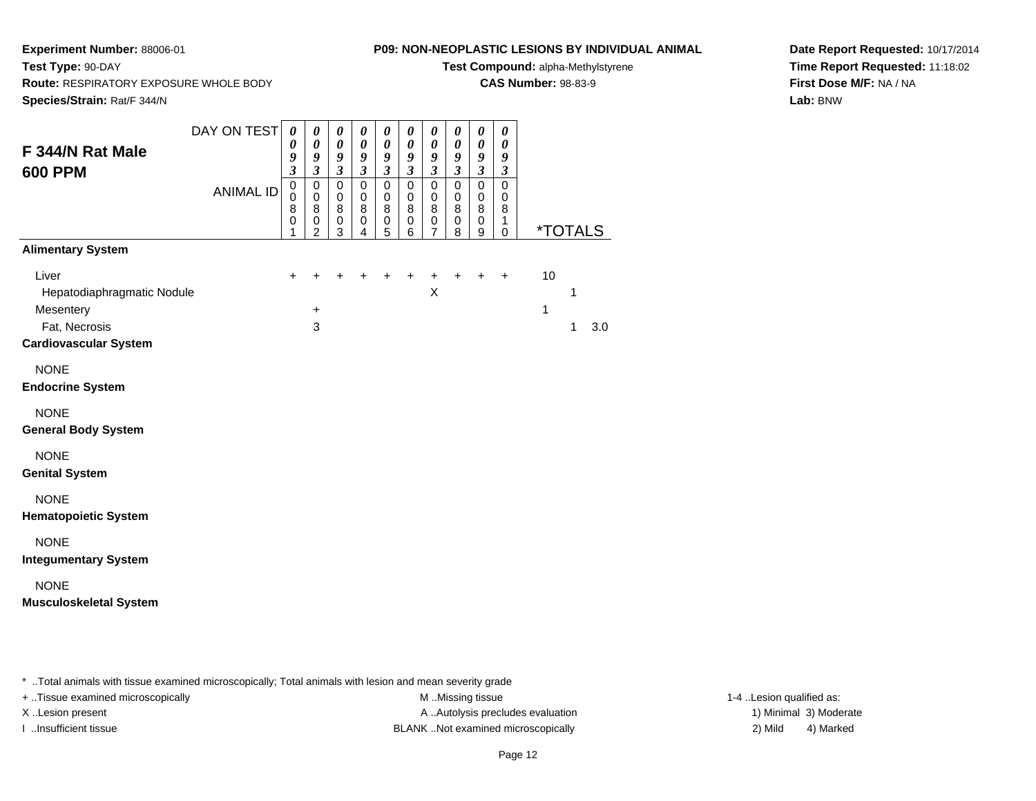**Experiment Number:** 88006-01
**Test Type:** 90-DAY
**Route:** RESPIRATORY EXPOSURE WHOLE BODY
**Species/Strain:** Rat/F 344/N

**P09: NON-NEOPLASTIC LESIONS BY INDIVIDUAL ANIMAL**
**Test Compound:** alpha-Methylstyrene
**CAS Number:** 98-83-9

**Date Report Requested:** 10/17/2014
**Time Report Requested:** 11:18:02
**First Dose M/F:** NA / NA
**Lab:** BNW

## F 344/N Rat Male 600 PPM

| DAY ON TEST | 0093 | 0093 | 0093 | 0093 | 0093 | 0093 | 0093 | 0093 | 0093 | 0093 | | | |
|---|---|---|---|---|---|---|---|---|---|---|---|---|---|
| ANIMAL ID | 00801 | 00802 | 00803 | 00804 | 00805 | 00806 | 00807 | 00808 | 00809 | 00810 | *TOTALS | | |
| **Alimentary System** | | | | | | | | | | | | | |
| Liver | + | + | + | + | + | + | + | + | + | + | 10 | | |
| Hepatodiaphragmatic Nodule | | | | | | | X | | | | | 1 | |
| Mesentery | | + | | | | | | | | | 1 | | |
| Fat, Necrosis | | 3 | | | | | | | | | | 1 | 3.0 |
| **Cardiovascular System** | | | | | | | | | | | | | |
| NONE | | | | | | | | | | | | | |
| **Endocrine System** | | | | | | | | | | | | | |
| NONE | | | | | | | | | | | | | |
| **General Body System** | | | | | | | | | | | | | |
| NONE | | | | | | | | | | | | | |
| **Genital System** | | | | | | | | | | | | | |
| NONE | | | | | | | | | | | | | |
| **Hematopoietic System** | | | | | | | | | | | | | |
| NONE | | | | | | | | | | | | | |
| **Integumentary System** | | | | | | | | | | | | | |
| NONE | | | | | | | | | | | | | |
| **Musculoskeletal System** | | | | | | | | | | | | | |

\* ..Total animals with tissue examined microscopically; Total animals with lesion and mean severity grade

+ ..Tissue examined microscopically
X ..Lesion present
I ..Insufficient tissue

M ..Missing tissue
A ..Autolysis precludes evaluation
BLANK ..Not examined microscopically

1-4 ..Lesion qualified as:
1) Minimal 3) Moderate
2) Mild 4) Marked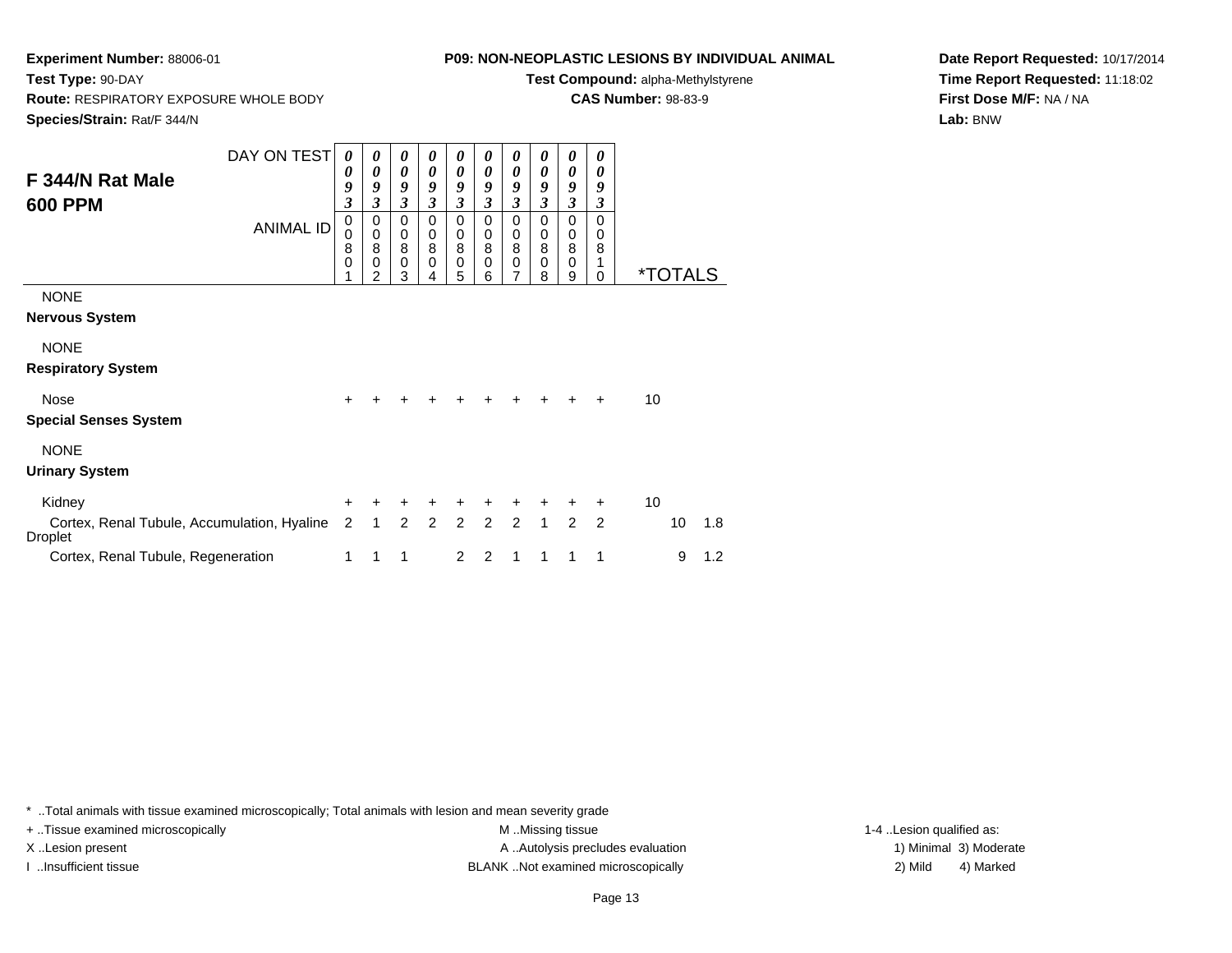**Experiment Number:** 88006-01

**Test Type:** 90-DAY

**Route:** RESPIRATORY EXPOSURE WHOLE BODY

**Species/Strain:** Rat/F 344/N

**P09: NON-NEOPLASTIC LESIONS BY INDIVIDUAL ANIMAL**

**Test Compound:** alpha-Methylstyrene

**CAS Number:** 98-83-9

**Date Report Requested:** 10/17/2014

**Time Report Requested:** 11:18:02

**First Dose M/F:** NA / NA

**Lab:** BNW

## F 344/N Rat Male 600 PPM

| DAY ON TEST | 0093 | 0093 | 0093 | 0093 | 0093 | 0093 | 0093 | 0093 | 0093 | 0093 | *TOTALS | | |
|---|---|---|---|---|---|---|---|---|---|---|---|---|---|
| ANIMAL ID | 00801 | 00802 | 00803 | 00804 | 00805 | 00806 | 00807 | 00808 | 00809 | 00810 | | | |
| NONE | | | | | | | | | | | | | |
| **Nervous System** | | | | | | | | | | | | | |
| NONE | | | | | | | | | | | | | |
| **Respiratory System** | | | | | | | | | | | | | |
| Nose | + | + | + | + | + | + | + | + | + | + | 10 | | |
| **Special Senses System** | | | | | | | | | | | | | |
| NONE | | | | | | | | | | | | | |
| **Urinary System** | | | | | | | | | | | | | |
| Kidney | + | + | + | + | + | + | + | + | + | + | 10 | | |
| Cortex, Renal Tubule, Accumulation, Hyaline Droplet | 2 | 1 | 2 | 2 | 2 | 2 | 2 | 1 | 2 | 2 | | 10 | 1.8 |
| Cortex, Renal Tubule, Regeneration | 1 | 1 | 1 | | 2 | 2 | 1 | 1 | 1 | 1 | | 9 | 1.2 |

* ..Total animals with tissue examined microscopically; Total animals with lesion and mean severity grade

+ ..Tissue examined microscopically | M ..Missing tissue | 1-4 ..Lesion qualified as:

X ..Lesion present | A ..Autolysis precludes evaluation | 1) Minimal 3) Moderate

I ..Insufficient tissue | BLANK ..Not examined microscopically | 2) Mild 4) Marked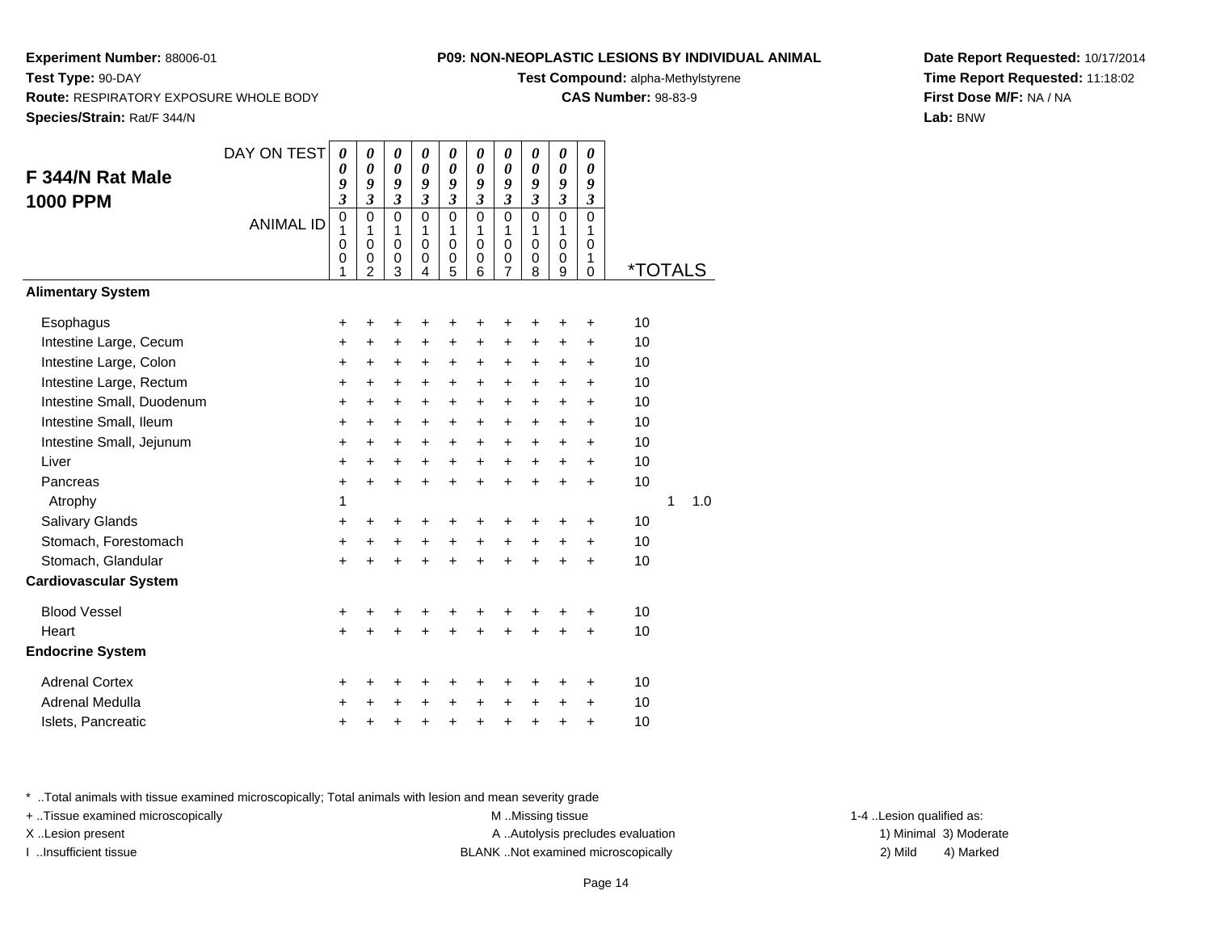**Experiment Number:** 88006-01
**Test Type:** 90-DAY
**Route:** RESPIRATORY EXPOSURE WHOLE BODY
**Species/Strain:** Rat/F 344/N

**P09: NON-NEOPLASTIC LESIONS BY INDIVIDUAL ANIMAL**
**Test Compound:** alpha-Methylstyrene
**CAS Number:** 98-83-9

**Date Report Requested:** 10/17/2014
**Time Report Requested:** 11:18:02
**First Dose M/F:** NA / NA
**Lab:** BNW

## F 344/N Rat Male
## 1000 PPM

| DAY ON TEST | 0093 | 0093 | 0093 | 0093 | 0093 | 0093 | 0093 | 0093 | 0093 | 0093 | | |
|---|---|---|---|---|---|---|---|---|---|---|---|---|
| ANIMAL ID | 01001 | 01002 | 01003 | 01004 | 01005 | 01006 | 01007 | 01008 | 01009 | 01010 | *TOTALS | |
| **Alimentary System** | | | | | | | | | | | | |
| Esophagus | + | + | + | + | + | + | + | + | + | + | 10 | |
| Intestine Large, Cecum | + | + | + | + | + | + | + | + | + | + | 10 | |
| Intestine Large, Colon | + | + | + | + | + | + | + | + | + | + | 10 | |
| Intestine Large, Rectum | + | + | + | + | + | + | + | + | + | + | 10 | |
| Intestine Small, Duodenum | + | + | + | + | + | + | + | + | + | + | 10 | |
| Intestine Small, Ileum | + | + | + | + | + | + | + | + | + | + | 10 | |
| Intestine Small, Jejunum | + | + | + | + | + | + | + | + | + | + | 10 | |
| Liver | + | + | + | + | + | + | + | + | + | + | 10 | |
| Pancreas | + | + | + | + | + | + | + | + | + | + | 10 | |
| Atrophy | 1 | | | | | | | | | | 1 | 1.0 |
| Salivary Glands | + | + | + | + | + | + | + | + | + | + | 10 | |
| Stomach, Forestomach | + | + | + | + | + | + | + | + | + | + | 10 | |
| Stomach, Glandular | + | + | + | + | + | + | + | + | + | + | 10 | |
| **Cardiovascular System** | | | | | | | | | | | | |
| Blood Vessel | + | + | + | + | + | + | + | + | + | + | 10 | |
| Heart | + | + | + | + | + | + | + | + | + | + | 10 | |
| **Endocrine System** | | | | | | | | | | | | |
| Adrenal Cortex | + | + | + | + | + | + | + | + | + | + | 10 | |
| Adrenal Medulla | + | + | + | + | + | + | + | + | + | + | 10 | |
| Islets, Pancreatic | + | + | + | + | + | + | + | + | + | + | 10 | |

\* ..Total animals with tissue examined microscopically; Total animals with lesion and mean severity grade
+ ..Tissue examined microscopically
X ..Lesion present
I ..Insufficient tissue

M ..Missing tissue
A ..Autolysis precludes evaluation
BLANK ..Not examined microscopically

1-4 ..Lesion qualified as:
1) Minimal 3) Moderate
2) Mild 4) Marked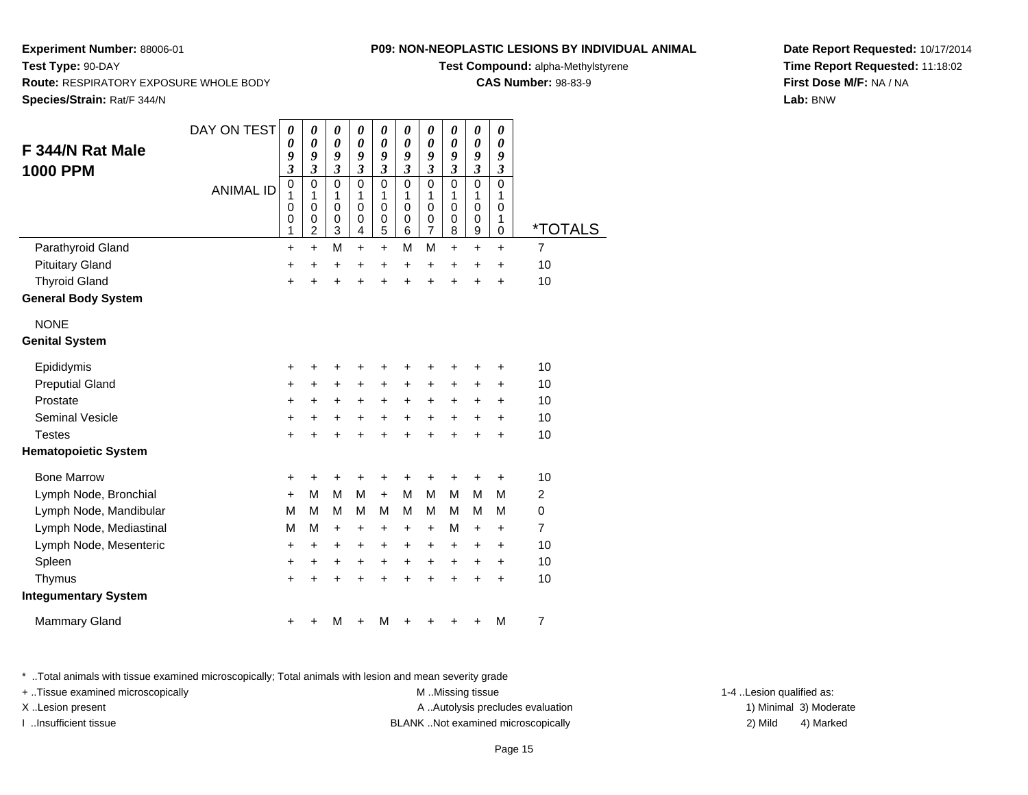**Experiment Number:** 88006-01
**Test Type:** 90-DAY
**Route:** RESPIRATORY EXPOSURE WHOLE BODY
**Species/Strain:** Rat/F 344/N

**P09: NON-NEOPLASTIC LESIONS BY INDIVIDUAL ANIMAL**
**Test Compound:** alpha-Methylstyrene
**CAS Number:** 98-83-9

**Date Report Requested:** 10/17/2014
**Time Report Requested:** 11:18:02
**First Dose M/F:** NA / NA
**Lab:** BNW

## F 344/N Rat Male 1000 PPM

| DAY ON TEST | 0093 | 0093 | 0093 | 0093 | 0093 | 0093 | 0093 | 0093 | 0093 | 0093 | |
|---|---|---|---|---|---|---|---|---|---|---|---|
| ANIMAL ID | 01001 | 01002 | 01003 | 01004 | 01005 | 01006 | 01007 | 01008 | 01009 | 01010 | *TOTALS |
| Parathyroid Gland | + | + | M | + | + | M | M | + | + | + | 7 |
| Pituitary Gland | + | + | + | + | + | + | + | + | + | + | 10 |
| Thyroid Gland | + | + | + | + | + | + | + | + | + | + | 10 |
| **General Body System** | | | | | | | | | | | |
| NONE | | | | | | | | | | | |
| **Genital System** | | | | | | | | | | | |
| Epididymis | + | + | + | + | + | + | + | + | + | + | 10 |
| Preputial Gland | + | + | + | + | + | + | + | + | + | + | 10 |
| Prostate | + | + | + | + | + | + | + | + | + | + | 10 |
| Seminal Vesicle | + | + | + | + | + | + | + | + | + | + | 10 |
| Testes | + | + | + | + | + | + | + | + | + | + | 10 |
| **Hematopoietic System** | | | | | | | | | | | |
| Bone Marrow | + | + | + | + | + | + | + | + | + | + | 10 |
| Lymph Node, Bronchial | + | M | M | M | + | M | M | M | M | M | 2 |
| Lymph Node, Mandibular | M | M | M | M | M | M | M | M | M | M | 0 |
| Lymph Node, Mediastinal | M | M | + | + | + | + | + | M | + | + | 7 |
| Lymph Node, Mesenteric | + | + | + | + | + | + | + | + | + | + | 10 |
| Spleen | + | + | + | + | + | + | + | + | + | + | 10 |
| Thymus | + | + | + | + | + | + | + | + | + | + | 10 |
| **Integumentary System** | | | | | | | | | | | |
| Mammary Gland | + | + | M | + | M | + | + | + | + | M | 7 |

* ..Total animals with tissue examined microscopically; Total animals with lesion and mean severity grade
+ ..Tissue examined microscopically
X ..Lesion present
I ..Insufficient tissue
M ..Missing tissue
A ..Autolysis precludes evaluation
BLANK ..Not examined microscopically
1-4 ..Lesion qualified as:
1) Minimal 3) Moderate
2) Mild 4) Marked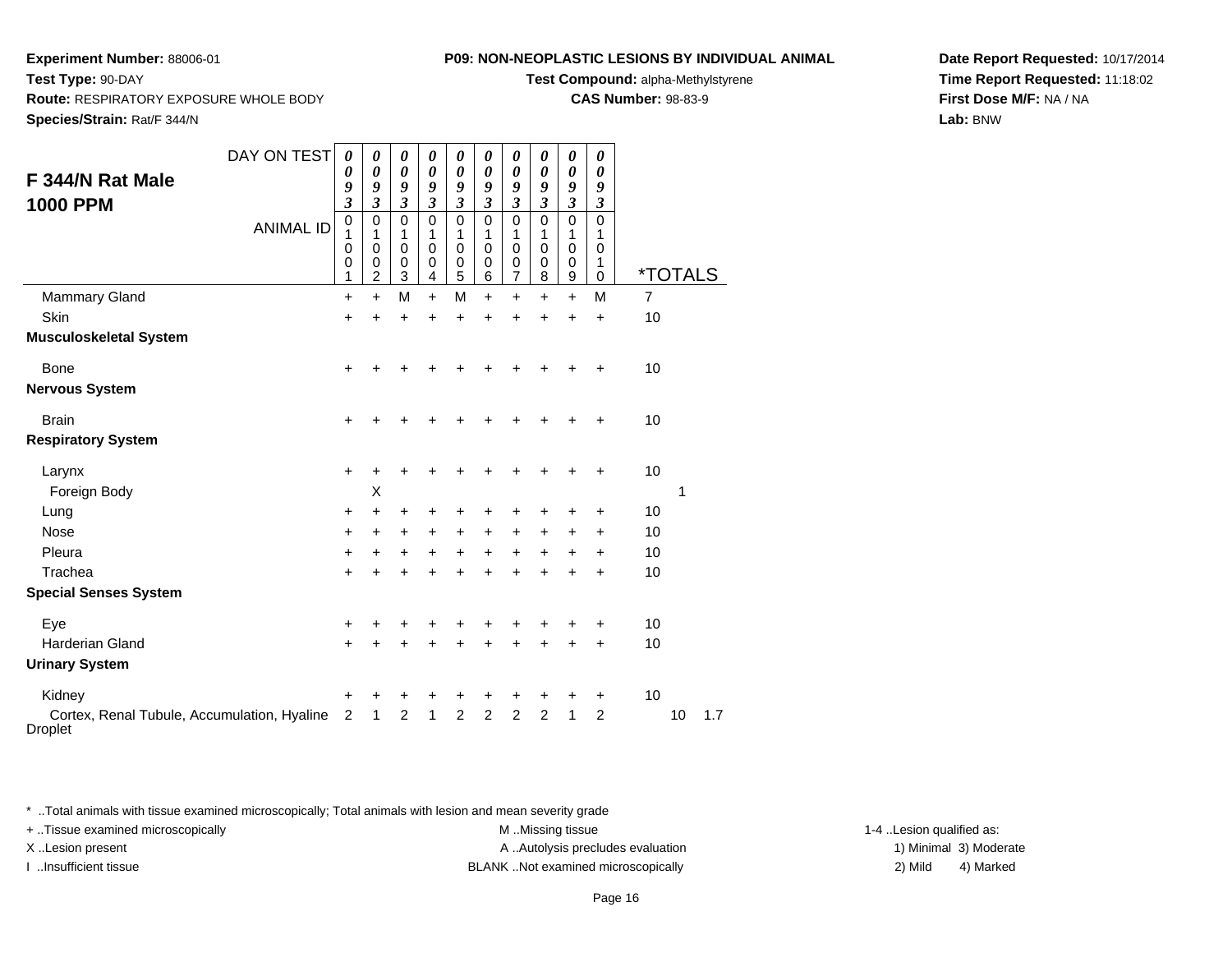**Experiment Number:** 88006-01
**Test Type:** 90-DAY
**Route:** RESPIRATORY EXPOSURE WHOLE BODY
**Species/Strain:** Rat/F 344/N

**P09: NON-NEOPLASTIC LESIONS BY INDIVIDUAL ANIMAL**
**Test Compound:** alpha-Methylstyrene
**CAS Number:** 98-83-9

**Date Report Requested:** 10/17/2014
**Time Report Requested:** 11:18:02
**First Dose M/F:** NA / NA
**Lab:** BNW

## F 344/N Rat Male 1000 PPM

| DAY ON TEST | 0093 | 0093 | 0093 | 0093 | 0093 | 0093 | 0093 | 0093 | 0093 | 0093 | | | |
|---|---|---|---|---|---|---|---|---|---|---|---|---|---|
| ANIMAL ID | 01001 | 01002 | 01003 | 01004 | 01005 | 01006 | 01007 | 01008 | 01009 | 01010 | *TOTALS | | |
| Mammary Gland | + | + | M | + | M | + | + | + | + | M | 7 | | |
| Skin | + | + | + | + | + | + | + | + | + | + | 10 | | |
| **Musculoskeletal System** | | | | | | | | | | | | | |
| Bone | + | + | + | + | + | + | + | + | + | + | 10 | | |
| **Nervous System** | | | | | | | | | | | | | |
| Brain | + | + | + | + | + | + | + | + | + | + | 10 | | |
| **Respiratory System** | | | | | | | | | | | | | |
| Larynx | + | + | + | + | + | + | + | + | + | + | 10 | | |
| Foreign Body | | X | | | | | | | | | | 1 | |
| Lung | + | + | + | + | + | + | + | + | + | + | 10 | | |
| Nose | + | + | + | + | + | + | + | + | + | + | 10 | | |
| Pleura | + | + | + | + | + | + | + | + | + | + | 10 | | |
| Trachea | + | + | + | + | + | + | + | + | + | + | 10 | | |
| **Special Senses System** | | | | | | | | | | | | | |
| Eye | + | + | + | + | + | + | + | + | + | + | 10 | | |
| Harderian Gland | + | + | + | + | + | + | + | + | + | + | 10 | | |
| **Urinary System** | | | | | | | | | | | | | |
| Kidney | + | + | + | + | + | + | + | + | + | + | 10 | | |
| Cortex, Renal Tubule, Accumulation, Hyaline Droplet | 2 | 1 | 2 | 1 | 2 | 2 | 2 | 2 | 1 | 2 | | 10 | 1.7 |

* ..Total animals with tissue examined microscopically; Total animals with lesion and mean severity grade
+ ..Tissue examined microscopically
X ..Lesion present
I ..Insufficient tissue

M ..Missing tissue
A ..Autolysis precludes evaluation
BLANK ..Not examined microscopically

1-4 ..Lesion qualified as:
1) Minimal 3) Moderate
2) Mild 4) Marked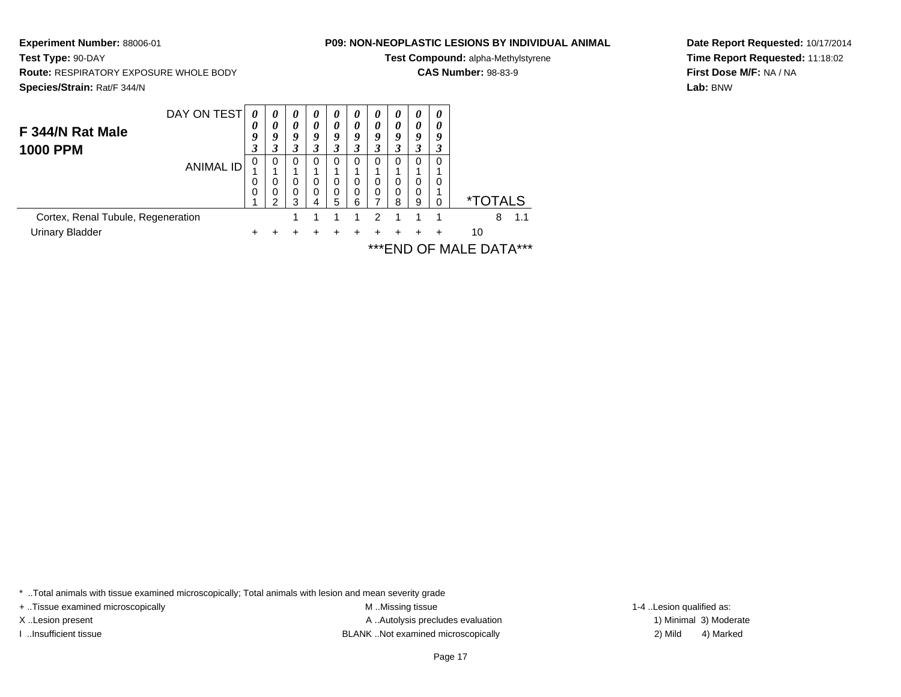**Experiment Number:** 88006-01
**Test Type:** 90-DAY
**Route:** RESPIRATORY EXPOSURE WHOLE BODY
**Species/Strain:** Rat/F 344/N

**P09: NON-NEOPLASTIC LESIONS BY INDIVIDUAL ANIMAL**
**Test Compound:** alpha-Methylstyrene
**CAS Number:** 98-83-9

**Date Report Requested:** 10/17/2014
**Time Report Requested:** 11:18:02
**First Dose M/F:** NA / NA
**Lab:** BNW

## F 344/N Rat Male
## 1000 PPM

| DAY ON TEST | 0093 | 0093 | 0093 | 0093 | 0093 | 0093 | 0093 | 0093 | 0093 | 0093 | *TOTALS | |
|---|---|---|---|---|---|---|---|---|---|---|---|---|
| ANIMAL ID | 01001 | 01002 | 01003 | 01004 | 01005 | 01006 | 01007 | 01008 | 01009 | 01010 | | |
| Cortex, Renal Tubule, Regeneration | | | 1 | 1 | 1 | 1 | 2 | 1 | 1 | 1 | 8 | 1.1 |
| Urinary Bladder | + | + | + | + | + | + | + | + | + | + | 10 | |

***END OF MALE DATA***

* ..Total animals with tissue examined microscopically; Total animals with lesion and mean severity grade
+ ..Tissue examined microscopically
X ..Lesion present
I ..Insufficient tissue
M ..Missing tissue
A ..Autolysis precludes evaluation
BLANK ..Not examined microscopically
1-4 ..Lesion qualified as:
1) Minimal 3) Moderate
2) Mild 4) Marked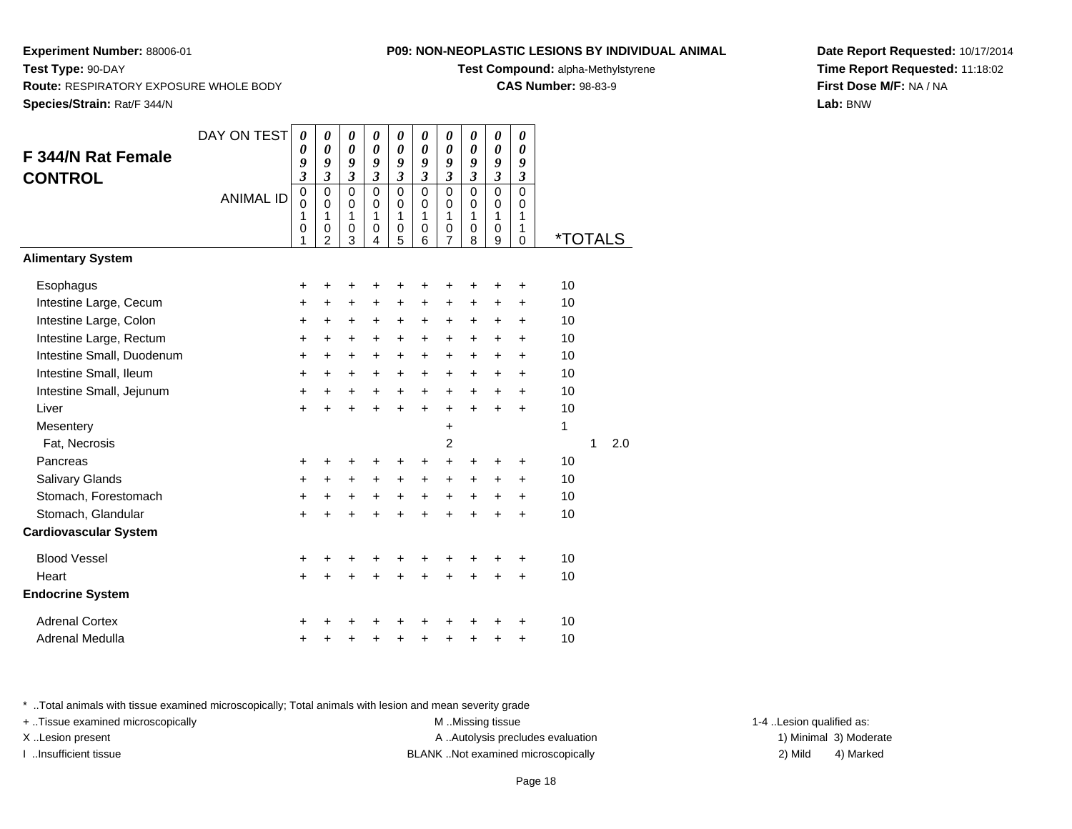**Experiment Number:** 88006-01
**Test Type:** 90-DAY
**Route:** RESPIRATORY EXPOSURE WHOLE BODY
**Species/Strain:** Rat/F 344/N

**P09: NON-NEOPLASTIC LESIONS BY INDIVIDUAL ANIMAL**
**Test Compound:** alpha-Methylstyrene
**CAS Number:** 98-83-9

**Date Report Requested:** 10/17/2014
**Time Report Requested:** 11:18:02
**First Dose M/F:** NA / NA
**Lab:** BNW

## F 344/N Rat Female CONTROL

| DAY ON TEST | 0093 | 0093 | 0093 | 0093 | 0093 | 0093 | 0093 | 0093 | 0093 | 0093 | | | |
|---|---|---|---|---|---|---|---|---|---|---|---|---|---|
| ANIMAL ID | 00101 | 00102 | 00103 | 00104 | 00105 | 00106 | 00107 | 00108 | 00109 | 00110 | *TOTALS | | |
| **Alimentary System** | | | | | | | | | | | | | |
| Esophagus | + | + | + | + | + | + | + | + | + | + | 10 | | |
| Intestine Large, Cecum | + | + | + | + | + | + | + | + | + | + | 10 | | |
| Intestine Large, Colon | + | + | + | + | + | + | + | + | + | + | 10 | | |
| Intestine Large, Rectum | + | + | + | + | + | + | + | + | + | + | 10 | | |
| Intestine Small, Duodenum | + | + | + | + | + | + | + | + | + | + | 10 | | |
| Intestine Small, Ileum | + | + | + | + | + | + | + | + | + | + | 10 | | |
| Intestine Small, Jejunum | + | + | + | + | + | + | + | + | + | + | 10 | | |
| Liver | + | + | + | + | + | + | + | + | + | + | 10 | | |
| Mesentery | | | | | | | + | | | | 1 | | |
| Fat, Necrosis | | | | | | | 2 | | | | | 1 | 2.0 |
| Pancreas | + | + | + | + | + | + | + | + | + | + | 10 | | |
| Salivary Glands | + | + | + | + | + | + | + | + | + | + | 10 | | |
| Stomach, Forestomach | + | + | + | + | + | + | + | + | + | + | 10 | | |
| Stomach, Glandular | + | + | + | + | + | + | + | + | + | + | 10 | | |
| **Cardiovascular System** | | | | | | | | | | | | | |
| Blood Vessel | + | + | + | + | + | + | + | + | + | + | 10 | | |
| Heart | + | + | + | + | + | + | + | + | + | + | 10 | | |
| **Endocrine System** | | | | | | | | | | | | | |
| Adrenal Cortex | + | + | + | + | + | + | + | + | + | + | 10 | | |
| Adrenal Medulla | + | + | + | + | + | + | + | + | + | + | 10 | | |

* ..Total animals with tissue examined microscopically; Total animals with lesion and mean severity grade
+ ..Tissue examined microscopically
X ..Lesion present
I ..Insufficient tissue

M ..Missing tissue
A ..Autolysis precludes evaluation
BLANK ..Not examined microscopically

1-4 ..Lesion qualified as:
1) Minimal 2) Mild 3) Moderate 4) Marked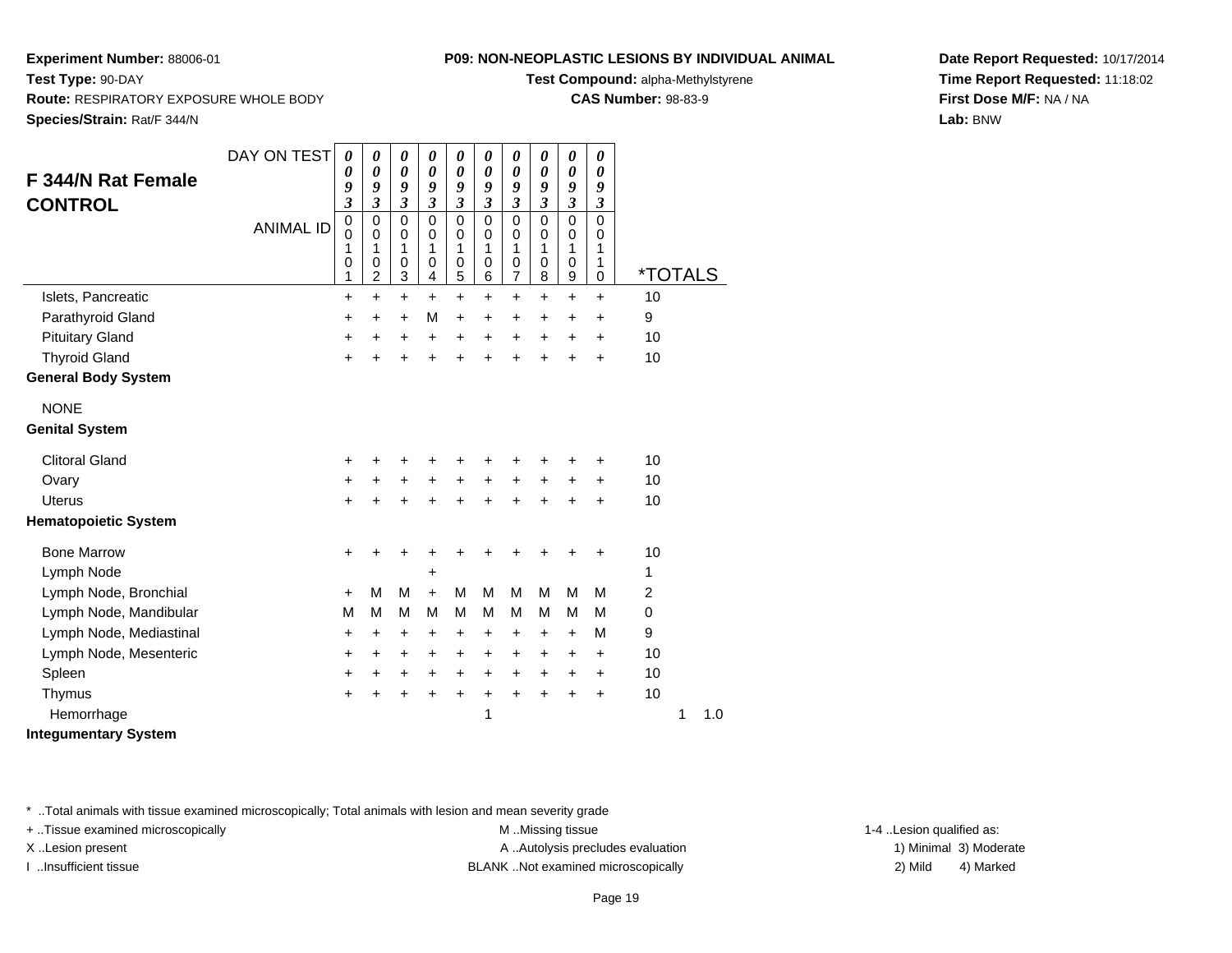**Experiment Number:** 88006-01
**Test Type:** 90-DAY
**Route:** RESPIRATORY EXPOSURE WHOLE BODY
**Species/Strain:** Rat/F 344/N

**P09: NON-NEOPLASTIC LESIONS BY INDIVIDUAL ANIMAL**
**Test Compound:** alpha-Methylstyrene
**CAS Number:** 98-83-9

**Date Report Requested:** 10/17/2014
**Time Report Requested:** 11:18:02
**First Dose M/F:** NA / NA
**Lab:** BNW

## F 344/N Rat Female CONTROL

| DAY ON TEST | 0093 | 0093 | 0093 | 0093 | 0093 | 0093 | 0093 | 0093 | 0093 | 0093 | |
|---|---|---|---|---|---|---|---|---|---|---|---|
| ANIMAL ID | 00101 | 00102 | 00103 | 00104 | 00105 | 00106 | 00107 | 00108 | 00109 | 00110 | *TOTALS |
| Islets, Pancreatic | + | + | + | + | + | + | + | + | + | + | 10 |
| Parathyroid Gland | + | + | + | M | + | + | + | + | + | + | 9 |
| Pituitary Gland | + | + | + | + | + | + | + | + | + | + | 10 |
| Thyroid Gland | + | + | + | + | + | + | + | + | + | + | 10 |
| **General Body System** | | | | | | | | | | | |
| NONE | | | | | | | | | | | |
| **Genital System** | | | | | | | | | | | |
| Clitoral Gland | + | + | + | + | + | + | + | + | + | + | 10 |
| Ovary | + | + | + | + | + | + | + | + | + | + | 10 |
| Uterus | + | + | + | + | + | + | + | + | + | + | 10 |
| **Hematopoietic System** | | | | | | | | | | | |
| Bone Marrow | + | + | + | + | + | + | + | + | + | + | 10 |
| Lymph Node | | | | + | | | | | | | 1 |
| Lymph Node, Bronchial | + | M | M | + | M | M | M | M | M | M | 2 |
| Lymph Node, Mandibular | M | M | M | M | M | M | M | M | M | M | 0 |
| Lymph Node, Mediastinal | + | + | + | + | + | + | + | + | + | M | 9 |
| Lymph Node, Mesenteric | + | + | + | + | + | + | + | + | + | + | 10 |
| Spleen | + | + | + | + | + | + | + | + | + | + | 10 |
| Thymus | + | + | + | + | + | + | + | + | + | + | 10 |
| Hemorrhage | | | | | | 1 | | | | | 1 1.0 |
| **Integumentary System** | | | | | | | | | | | |

* ..Total animals with tissue examined microscopically; Total animals with lesion and mean severity grade
+ ..Tissue examined microscopically
X ..Lesion present
I ..Insufficient tissue

M ..Missing tissue
A ..Autolysis precludes evaluation
BLANK ..Not examined microscopically

1-4 ..Lesion qualified as:
1) Minimal 3) Moderate
2) Mild 4) Marked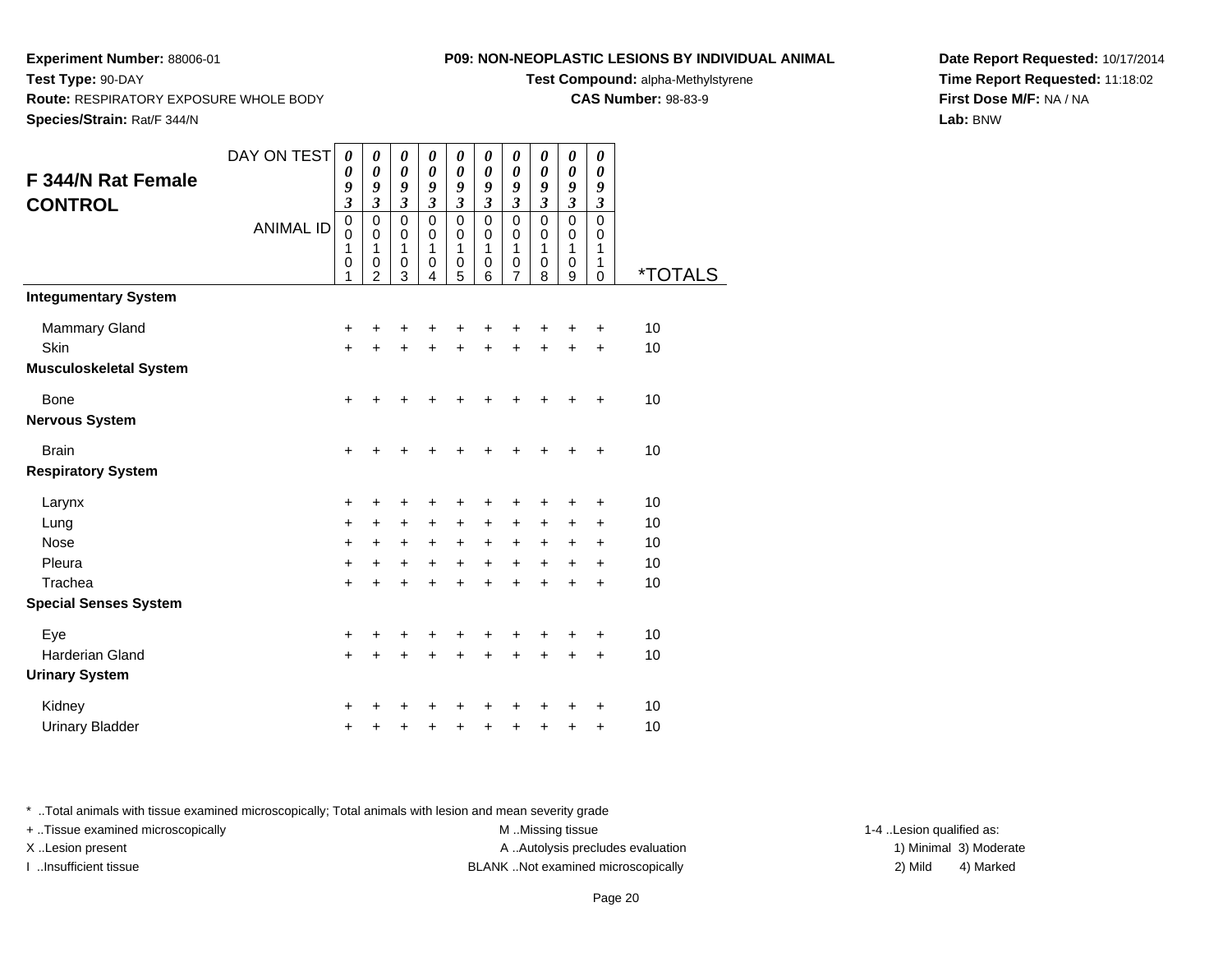**Experiment Number:** 88006-01
**Test Type:** 90-DAY
**Route:** RESPIRATORY EXPOSURE WHOLE BODY
**Species/Strain:** Rat/F 344/N

**P09: NON-NEOPLASTIC LESIONS BY INDIVIDUAL ANIMAL**
**Test Compound:** alpha-Methylstyrene
**CAS Number:** 98-83-9

**Date Report Requested:** 10/17/2014
**Time Report Requested:** 11:18:02
**First Dose M/F:** NA / NA
**Lab:** BNW

## F 344/N Rat Female CONTROL

| DAY ON TEST | 0093 | 0093 | 0093 | 0093 | 0093 | 0093 | 0093 | 0093 | 0093 | 0093 | |
|---|---|---|---|---|---|---|---|---|---|---|---|
| **ANIMAL ID** | 00101 | 00102 | 00103 | 00104 | 00105 | 00106 | 00107 | 00108 | 00109 | 00110 | ***TOTALS** |
| **Integumentary System** | | | | | | | | | | | |
| Mammary Gland | + | + | + | + | + | + | + | + | + | + | 10 |
| Skin | + | + | + | + | + | + | + | + | + | + | 10 |
| **Musculoskeletal System** | | | | | | | | | | | |
| Bone | + | + | + | + | + | + | + | + | + | + | 10 |
| **Nervous System** | | | | | | | | | | | |
| Brain | + | + | + | + | + | + | + | + | + | + | 10 |
| **Respiratory System** | | | | | | | | | | | |
| Larynx | + | + | + | + | + | + | + | + | + | + | 10 |
| Lung | + | + | + | + | + | + | + | + | + | + | 10 |
| Nose | + | + | + | + | + | + | + | + | + | + | 10 |
| Pleura | + | + | + | + | + | + | + | + | + | + | 10 |
| Trachea | + | + | + | + | + | + | + | + | + | + | 10 |
| **Special Senses System** | | | | | | | | | | | |
| Eye | + | + | + | + | + | + | + | + | + | + | 10 |
| Harderian Gland | + | + | + | + | + | + | + | + | + | + | 10 |
| **Urinary System** | | | | | | | | | | | |
| Kidney | + | + | + | + | + | + | + | + | + | + | 10 |
| Urinary Bladder | + | + | + | + | + | + | + | + | + | + | 10 |

* ..Total animals with tissue examined microscopically; Total animals with lesion and mean severity grade

+ ..Tissue examined microscopically
X ..Lesion present
I ..Insufficient tissue

M ..Missing tissue
A ..Autolysis precludes evaluation
BLANK ..Not examined microscopically

1-4 ..Lesion qualified as:
1) Minimal 3) Moderate
2) Mild 4) Marked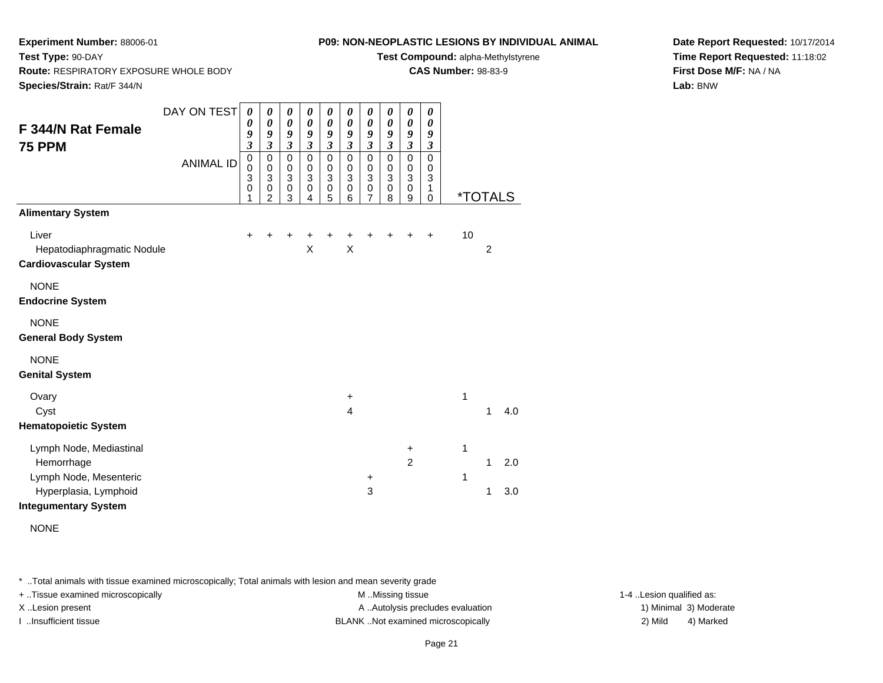**Experiment Number:** 88006-01
**Test Type:** 90-DAY
**Route:** RESPIRATORY EXPOSURE WHOLE BODY
**Species/Strain:** Rat/F 344/N

**P09: NON-NEOPLASTIC LESIONS BY INDIVIDUAL ANIMAL**
**Test Compound:** alpha-Methylstyrene
**CAS Number:** 98-83-9

**Date Report Requested:** 10/17/2014
**Time Report Requested:** 11:18:02
**First Dose M/F:** NA / NA
**Lab:** BNW

## F 344/N Rat Female 75 PPM

| DAY ON TEST | 0093 | 0093 | 0093 | 0093 | 0093 | 0093 | 0093 | 0093 | 0093 | 0093 | *TOTALS | | |
|---|---|---|---|---|---|---|---|---|---|---|---|---|---|
| ANIMAL ID | 00301 | 00302 | 00303 | 00304 | 00305 | 00306 | 00307 | 00308 | 00309 | 00310 | | | |
| **Alimentary System** | | | | | | | | | | | | | |
| Liver | + | + | + | + | + | + | + | + | + | + | 10 | | |
| Hepatodiaphragmatic Nodule | | | | X | | X | | | | | | 2 | |
| **Cardiovascular System** | | | | | | | | | | | | | |
| NONE | | | | | | | | | | | | | |
| **Endocrine System** | | | | | | | | | | | | | |
| NONE | | | | | | | | | | | | | |
| **General Body System** | | | | | | | | | | | | | |
| NONE | | | | | | | | | | | | | |
| **Genital System** | | | | | | | | | | | | | |
| Ovary | | | | | | + | | | | | 1 | | |
| Cyst | | | | | | 4 | | | | | | 1 | 4.0 |
| **Hematopoietic System** | | | | | | | | | | | | | |
| Lymph Node, Mediastinal | | | | | | | | | + | | 1 | | |
| Hemorrhage | | | | | | | | | 2 | | | 1 | 2.0 |
| Lymph Node, Mesenteric | | | | | | | + | | | | 1 | | |
| Hyperplasia, Lymphoid | | | | | | | 3 | | | | | 1 | 3.0 |
| **Integumentary System** | | | | | | | | | | | | | |
| NONE | | | | | | | | | | | | | |

* ..Total animals with tissue examined microscopically; Total animals with lesion and mean severity grade
+ ..Tissue examined microscopically
X ..Lesion present
I ..Insufficient tissue

M ..Missing tissue
A ..Autolysis precludes evaluation
BLANK ..Not examined microscopically

1-4 ..Lesion qualified as:
1) Minimal 3) Moderate
2) Mild 4) Marked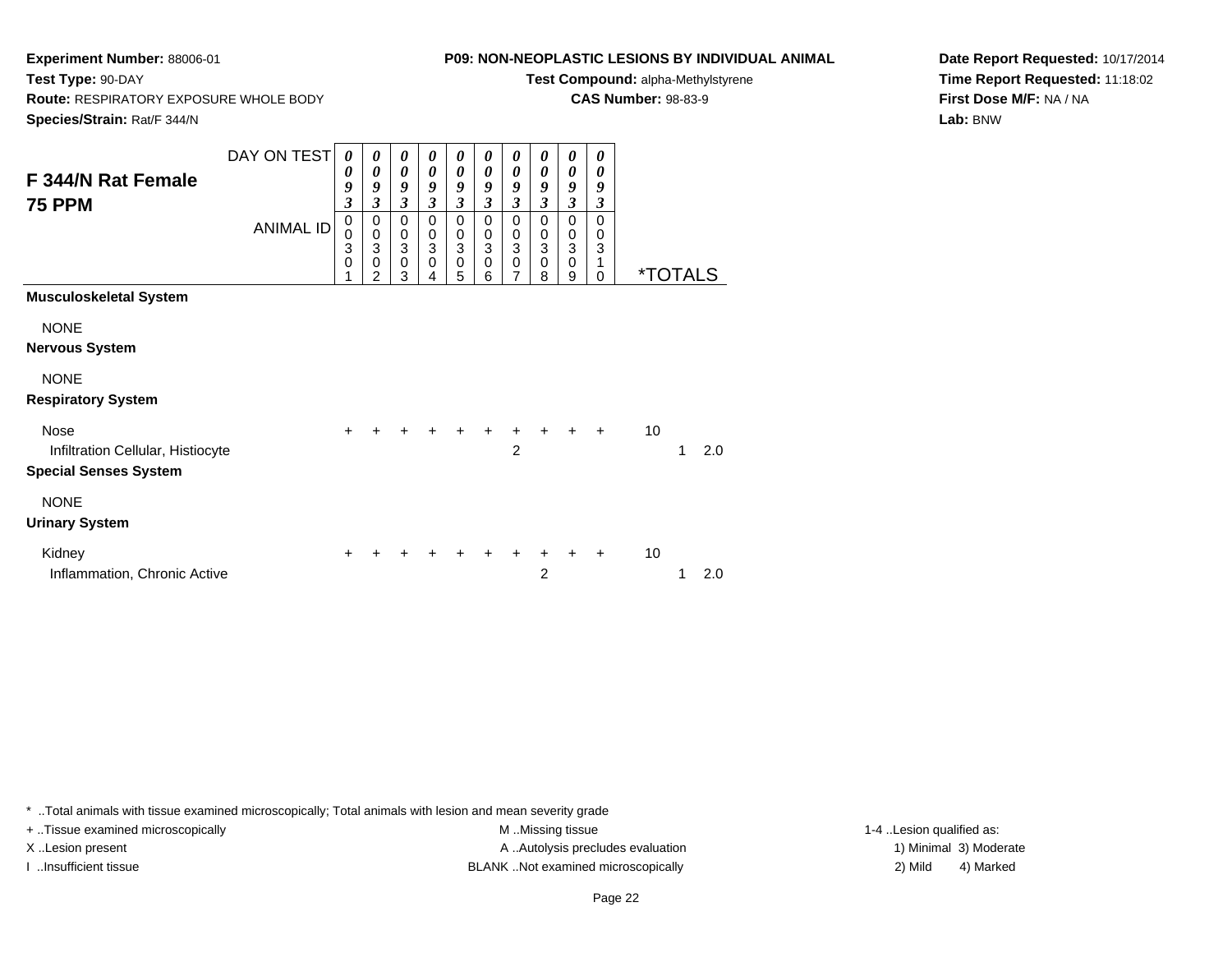**Experiment Number:** 88006-01
**Test Type:** 90-DAY
**Route:** RESPIRATORY EXPOSURE WHOLE BODY
**Species/Strain:** Rat/F 344/N

**P09: NON-NEOPLASTIC LESIONS BY INDIVIDUAL ANIMAL**
**Test Compound:** alpha-Methylstyrene
**CAS Number:** 98-83-9

**Date Report Requested:** 10/17/2014
**Time Report Requested:** 11:18:02
**First Dose M/F:** NA / NA
**Lab:** BNW

## F 344/N Rat Female 75 PPM

| DAY ON TEST | 0093 | 0093 | 0093 | 0093 | 0093 | 0093 | 0093 | 0093 | 0093 | 0093 | | |
|---|---|---|---|---|---|---|---|---|---|---|---|---|
| **ANIMAL ID** | 00301 | 00302 | 00303 | 00304 | 00305 | 00306 | 00307 | 00308 | 00309 | 00310 | ***TOTALS** | |
| **Musculoskeletal System** | | | | | | | | | | | | |
| NONE | | | | | | | | | | | | |
| **Nervous System** | | | | | | | | | | | | |
| NONE | | | | | | | | | | | | |
| **Respiratory System** | | | | | | | | | | | | |
| Nose | + | + | + | + | + | + | + | + | + | + | 10 | |
| Infiltration Cellular, Histiocyte | | | | | | | 2 | | | | 1 | 2.0 |
| **Special Senses System** | | | | | | | | | | | | |
| NONE | | | | | | | | | | | | |
| **Urinary System** | | | | | | | | | | | | |
| Kidney | + | + | + | + | + | + | + | + | + | + | 10 | |
| Inflammation, Chronic Active | | | | | | | | 2 | | | 1 | 2.0 |

* ..Total animals with tissue examined microscopically; Total animals with lesion and mean severity grade
+ ..Tissue examined microscopically
X ..Lesion present
I ..Insufficient tissue

M ..Missing tissue
A ..Autolysis precludes evaluation
BLANK ..Not examined microscopically

1-4 ..Lesion qualified as:
1) Minimal 3) Moderate
2) Mild 4) Marked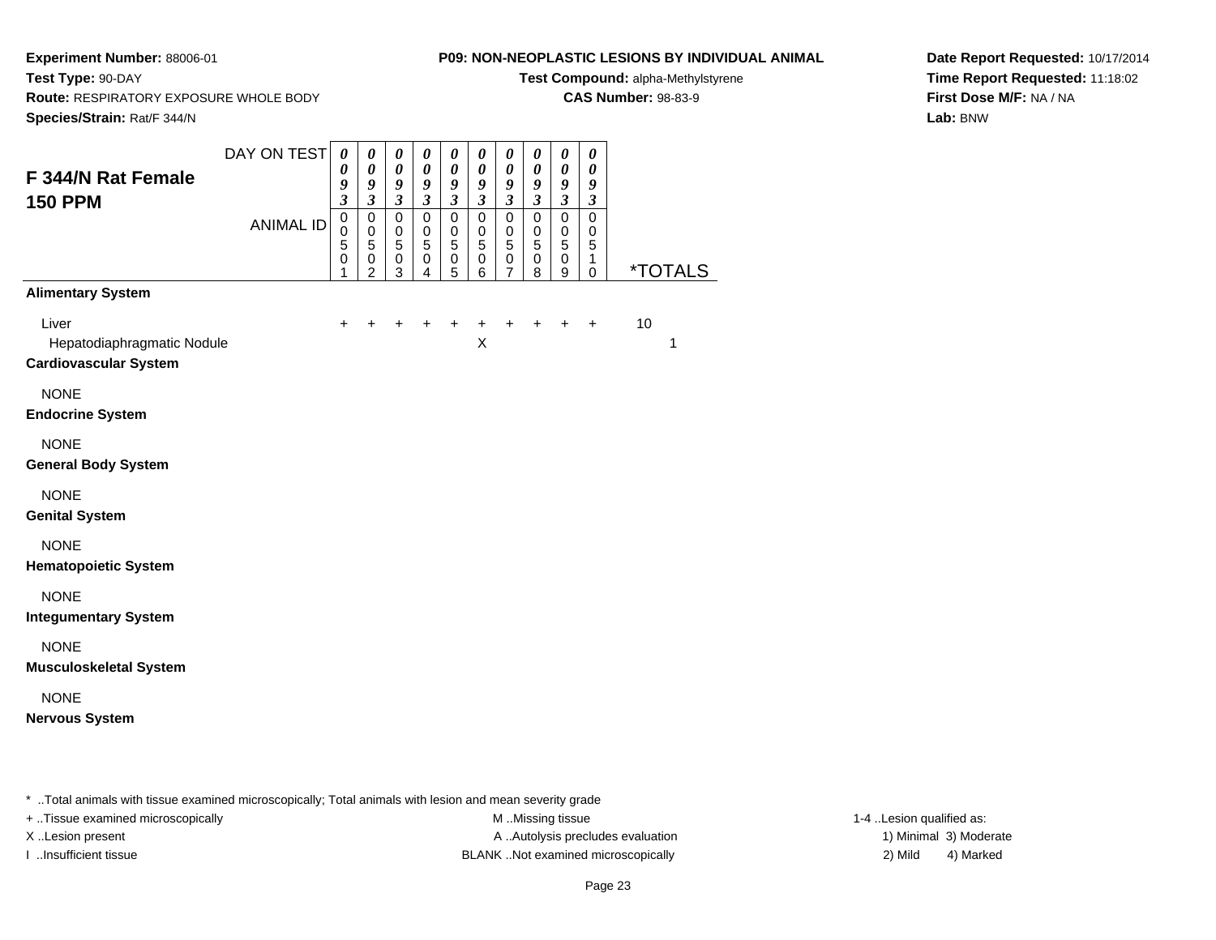**Experiment Number:** 88006-01
**Test Type:** 90-DAY
**Route:** RESPIRATORY EXPOSURE WHOLE BODY
**Species/Strain:** Rat/F 344/N

**P09: NON-NEOPLASTIC LESIONS BY INDIVIDUAL ANIMAL**
**Test Compound:** alpha-Methylstyrene
**CAS Number:** 98-83-9

**Date Report Requested:** 10/17/2014
**Time Report Requested:** 11:18:02
**First Dose M/F:** NA / NA
**Lab:** BNW

## F 344/N Rat Female 150 PPM

| DAY ON TEST | 0093 | 0093 | 0093 | 0093 | 0093 | 0093 | 0093 | 0093 | 0093 | 0093 | |
|---|---|---|---|---|---|---|---|---|---|---|---|
| ANIMAL ID | 00501 | 00502 | 00503 | 00504 | 00505 | 00506 | 00507 | 00508 | 00509 | 00510 | *TOTALS |
| **Alimentary System** | | | | | | | | | | | |
| Liver | + | + | + | + | + | + | + | + | + | + | 10 |
| Hepatodiaphragmatic Nodule | | | | | | X | | | | | 1 |
| **Cardiovascular System** | | | | | | | | | | | |
| NONE | | | | | | | | | | | |
| **Endocrine System** | | | | | | | | | | | |
| NONE | | | | | | | | | | | |
| **General Body System** | | | | | | | | | | | |
| NONE | | | | | | | | | | | |
| **Genital System** | | | | | | | | | | | |
| NONE | | | | | | | | | | | |
| **Hematopoietic System** | | | | | | | | | | | |
| NONE | | | | | | | | | | | |
| **Integumentary System** | | | | | | | | | | | |
| NONE | | | | | | | | | | | |
| **Musculoskeletal System** | | | | | | | | | | | |
| NONE | | | | | | | | | | | |
| **Nervous System** | | | | | | | | | | | |

* ..Total animals with tissue examined microscopically; Total animals with lesion and mean severity grade

+ ..Tissue examined microscopically
X ..Lesion present
I ..Insufficient tissue

M ..Missing tissue
A ..Autolysis precludes evaluation
BLANK ..Not examined microscopically

1-4 ..Lesion qualified as:
1) Minimal 3) Moderate
2) Mild 4) Marked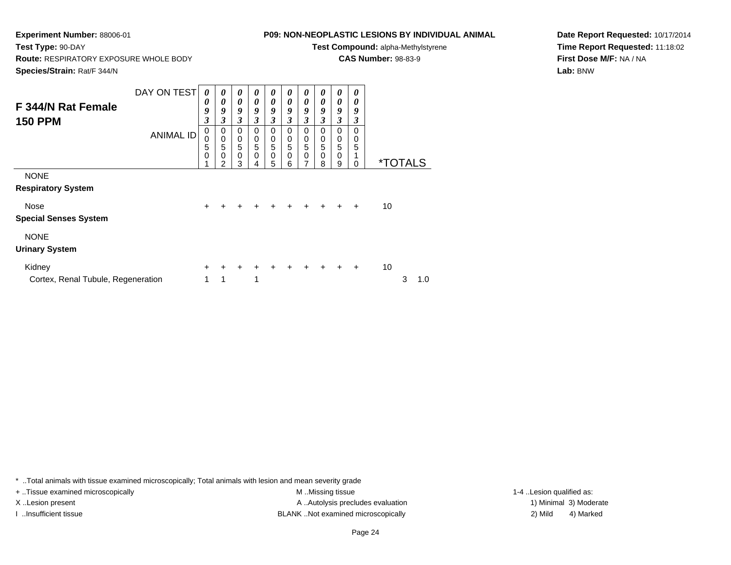**Experiment Number:** 88006-01
**Test Type:** 90-DAY
**Route:** RESPIRATORY EXPOSURE WHOLE BODY
**Species/Strain:** Rat/F 344/N

**P09: NON-NEOPLASTIC LESIONS BY INDIVIDUAL ANIMAL**
**Test Compound:** alpha-Methylstyrene
**CAS Number:** 98-83-9

**Date Report Requested:** 10/17/2014
**Time Report Requested:** 11:18:02
**First Dose M/F:** NA / NA
**Lab:** BNW

## F 344/N Rat Female 150 PPM

| DAY ON TEST | 0093 | 0093 | 0093 | 0093 | 0093 | 0093 | 0093 | 0093 | 0093 | 0093 | | |
|---|---|---|---|---|---|---|---|---|---|---|---|---|
| ANIMAL ID | 00501 | 00502 | 00503 | 00504 | 00505 | 00506 | 00507 | 00508 | 00509 | 00510 | *TOTALS | |
| NONE | | | | | | | | | | | | |
| **Respiratory System** | | | | | | | | | | | | |
| Nose | + | + | + | + | + | + | + | + | + | + | 10 | |
| **Special Senses System** | | | | | | | | | | | | |
| NONE | | | | | | | | | | | | |
| **Urinary System** | | | | | | | | | | | | |
| Kidney | + | + | + | + | + | + | + | + | + | + | 10 | |
| Cortex, Renal Tubule, Regeneration | 1 | 1 | | 1 | | | | | | | 3 | 1.0 |

* ..Total animals with tissue examined microscopically; Total animals with lesion and mean severity grade
+ ..Tissue examined microscopically
X ..Lesion present
I ..Insufficient tissue

M ..Missing tissue
A ..Autolysis precludes evaluation
BLANK ..Not examined microscopically

1-4 ..Lesion qualified as:
1) Minimal 3) Moderate
2) Mild 4) Marked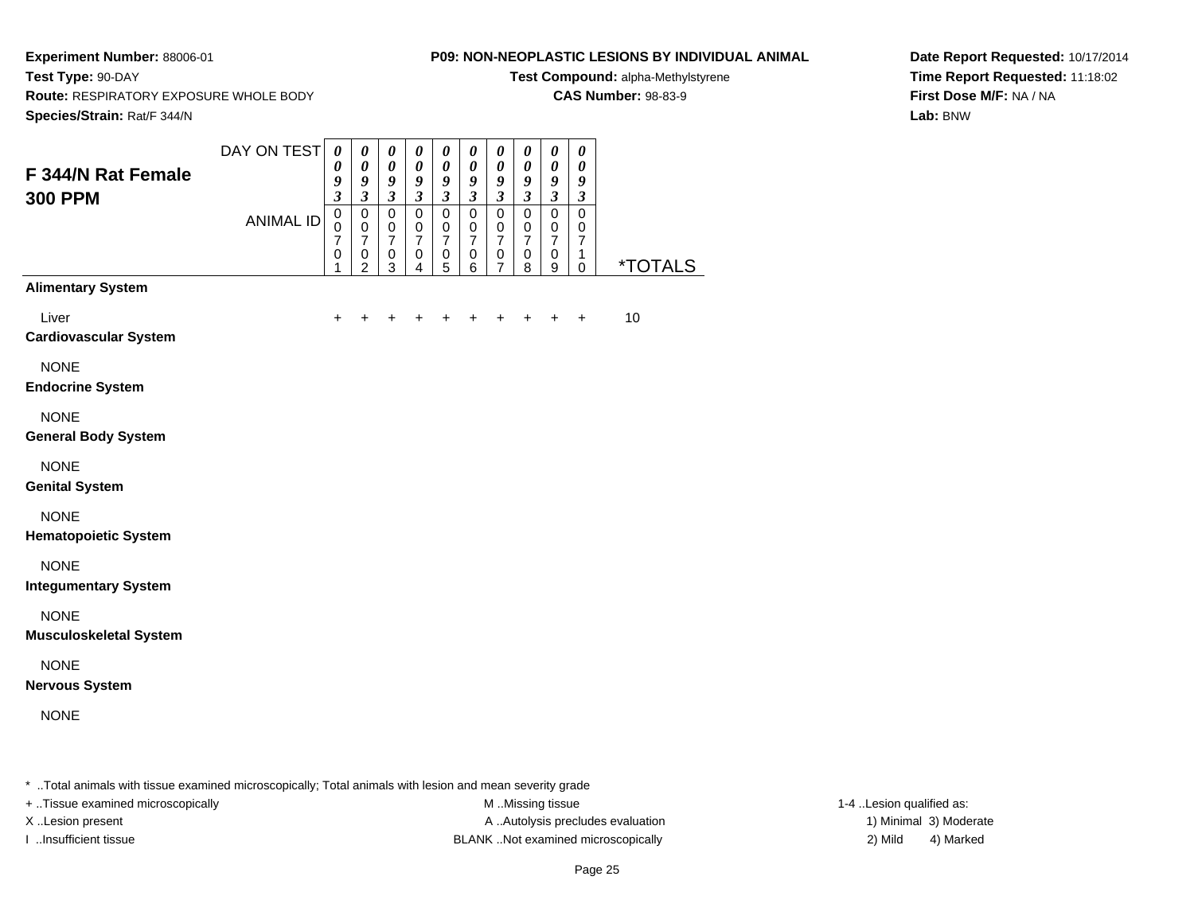**Experiment Number:** 88006-01
**Test Type:** 90-DAY
**Route:** RESPIRATORY EXPOSURE WHOLE BODY
**Species/Strain:** Rat/F 344/N

**P09: NON-NEOPLASTIC LESIONS BY INDIVIDUAL ANIMAL**
**Test Compound:** alpha-Methylstyrene
**CAS Number:** 98-83-9

**Date Report Requested:** 10/17/2014
**Time Report Requested:** 11:18:02
**First Dose M/F:** NA / NA
**Lab:** BNW

## F 344/N Rat Female 300 PPM

| DAY ON TEST | 0093 | 0093 | 0093 | 0093 | 0093 | 0093 | 0093 | 0093 | 0093 | 0093 | |
|---|---|---|---|---|---|---|---|---|---|---|---|
| ANIMAL ID | 00701 | 00702 | 00703 | 00704 | 00705 | 00706 | 00707 | 00708 | 00709 | 00710 | *TOTALS |
| **Alimentary System** | | | | | | | | | | | |
| Liver | + | + | + | + | + | + | + | + | + | + | 10 |
| **Cardiovascular System** | | | | | | | | | | | |
| NONE | | | | | | | | | | | |
| **Endocrine System** | | | | | | | | | | | |
| NONE | | | | | | | | | | | |
| **General Body System** | | | | | | | | | | | |
| NONE | | | | | | | | | | | |
| **Genital System** | | | | | | | | | | | |
| NONE | | | | | | | | | | | |
| **Hematopoietic System** | | | | | | | | | | | |
| NONE | | | | | | | | | | | |
| **Integumentary System** | | | | | | | | | | | |
| NONE | | | | | | | | | | | |
| **Musculoskeletal System** | | | | | | | | | | | |
| NONE | | | | | | | | | | | |
| **Nervous System** | | | | | | | | | | | |
| NONE | | | | | | | | | | | |

* ..Total animals with tissue examined microscopically; Total animals with lesion and mean severity grade
+ ..Tissue examined microscopically
X ..Lesion present
I ..Insufficient tissue

M ..Missing tissue
A ..Autolysis precludes evaluation
BLANK ..Not examined microscopically

1-4 ..Lesion qualified as:
1) Minimal 3) Moderate
2) Mild 4) Marked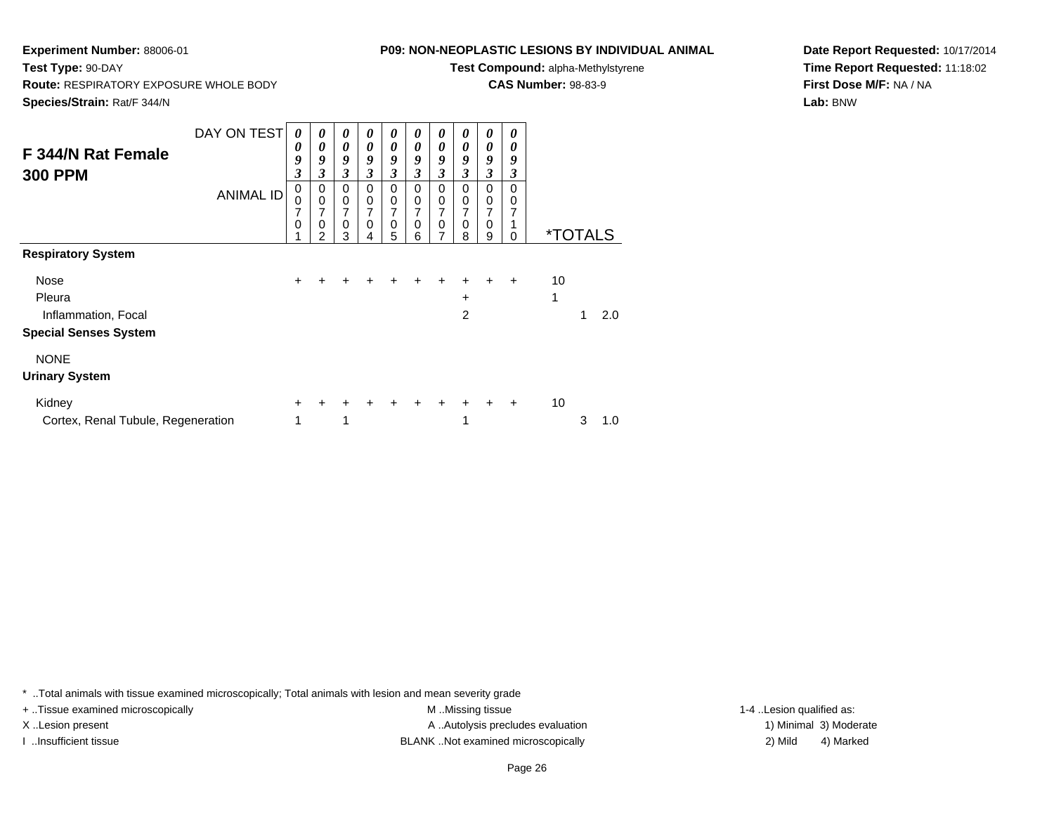**Experiment Number:** 88006-01
**Test Type:** 90-DAY
**Route:** RESPIRATORY EXPOSURE WHOLE BODY
**Species/Strain:** Rat/F 344/N

**P09: NON-NEOPLASTIC LESIONS BY INDIVIDUAL ANIMAL**
**Test Compound:** alpha-Methylstyrene
**CAS Number:** 98-83-9

**Date Report Requested:** 10/17/2014
**Time Report Requested:** 11:18:02
**First Dose M/F:** NA / NA
**Lab:** BNW

## F 344/N Rat Female 300 PPM

| DAY ON TEST | 0093 | 0093 | 0093 | 0093 | 0093 | 0093 | 0093 | 0093 | 0093 | 0093 | | | |
|---|---|---|---|---|---|---|---|---|---|---|---|---|---|
| ANIMAL ID | 00701 | 00702 | 00703 | 00704 | 00705 | 00706 | 00707 | 00708 | 00709 | 00710 | *TOTALS | | |
| **Respiratory System** | | | | | | | | | | | | | |
| Nose | + | + | + | + | + | + | + | + | + | + | 10 | | |
| Pleura | | | | | | | | + | | | 1 | | |
| Inflammation, Focal | | | | | | | | 2 | | | | 1 | 2.0 |
| **Special Senses System** | | | | | | | | | | | | | |
| NONE | | | | | | | | | | | | | |
| **Urinary System** | | | | | | | | | | | | | |
| Kidney | + | + | + | + | + | + | + | + | + | + | 10 | | |
| Cortex, Renal Tubule, Regeneration | 1 | | 1 | | | | | 1 | | | | 3 | 1.0 |

* ..Total animals with tissue examined microscopically; Total animals with lesion and mean severity grade
+ ..Tissue examined microscopically
X ..Lesion present
I ..Insufficient tissue

M ..Missing tissue
A ..Autolysis precludes evaluation
BLANK ..Not examined microscopically

1-4 ..Lesion qualified as:
1) Minimal 3) Moderate
2) Mild 4) Marked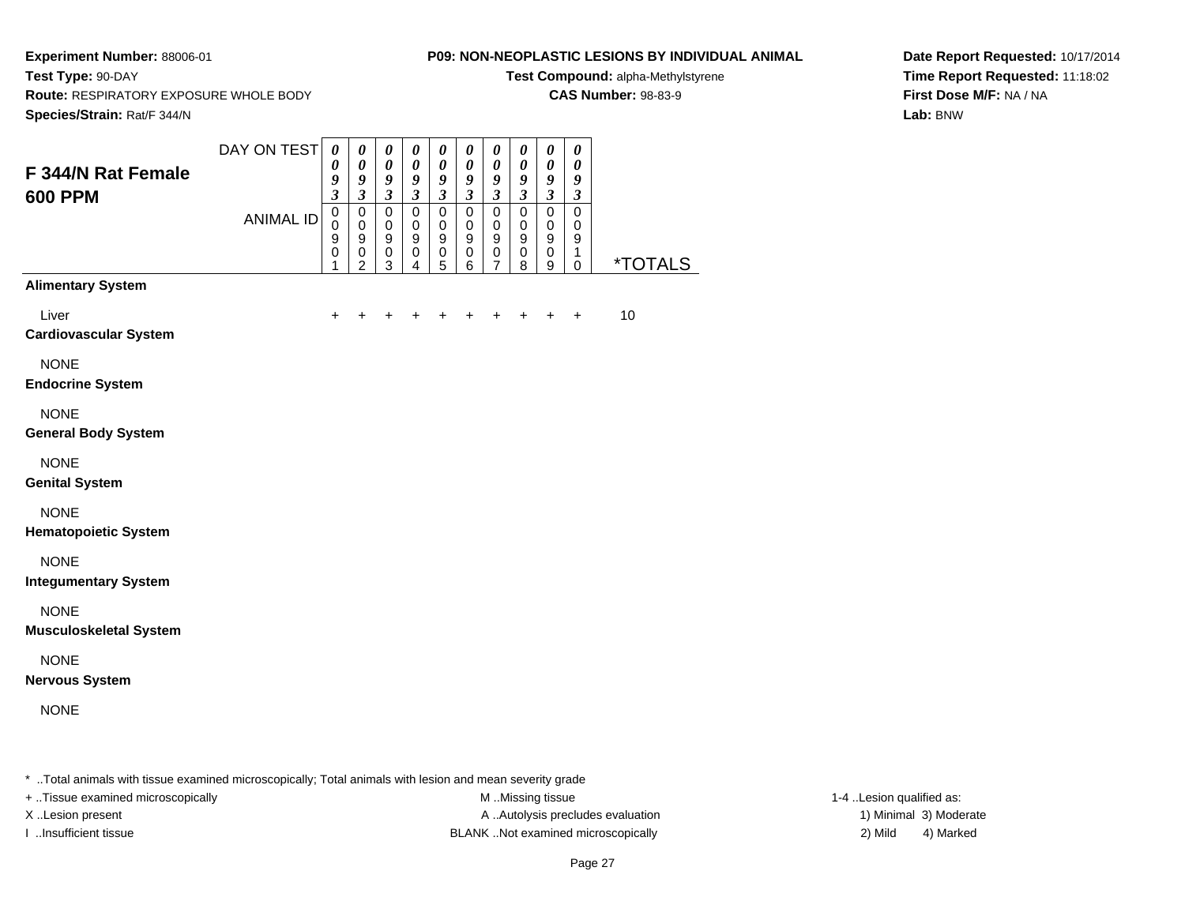**Experiment Number:** 88006-01
**Test Type:** 90-DAY
**Route:** RESPIRATORY EXPOSURE WHOLE BODY
**Species/Strain:** Rat/F 344/N

**P09: NON-NEOPLASTIC LESIONS BY INDIVIDUAL ANIMAL**
**Test Compound:** alpha-Methylstyrene
**CAS Number:** 98-83-9

**Date Report Requested:** 10/17/2014
**Time Report Requested:** 11:18:02
**First Dose M/F:** NA / NA
**Lab:** BNW

## F 344/N Rat Female 600 PPM

| DAY ON TEST | 0093 | 0093 | 0093 | 0093 | 0093 | 0093 | 0093 | 0093 | 0093 | 0093 | |
|---|---|---|---|---|---|---|---|---|---|---|---|
| **ANIMAL ID** | 00901 | 00902 | 00903 | 00904 | 00905 | 00906 | 00907 | 00908 | 00909 | 00910 | ***TOTALS** |
| **Alimentary System** | | | | | | | | | | | |
| Liver | + | + | + | + | + | + | + | + | + | + | 10 |
| **Cardiovascular System** | | | | | | | | | | | |
| NONE | | | | | | | | | | | |
| **Endocrine System** | | | | | | | | | | | |
| NONE | | | | | | | | | | | |
| **General Body System** | | | | | | | | | | | |
| NONE | | | | | | | | | | | |
| **Genital System** | | | | | | | | | | | |
| NONE | | | | | | | | | | | |
| **Hematopoietic System** | | | | | | | | | | | |
| NONE | | | | | | | | | | | |
| **Integumentary System** | | | | | | | | | | | |
| NONE | | | | | | | | | | | |
| **Musculoskeletal System** | | | | | | | | | | | |
| NONE | | | | | | | | | | | |
| **Nervous System** | | | | | | | | | | | |
| NONE | | | | | | | | | | | |

* ..Total animals with tissue examined microscopically; Total animals with lesion and mean severity grade

+ ..Tissue examined microscopically
X ..Lesion present
I ..Insufficient tissue

M ..Missing tissue
A ..Autolysis precludes evaluation
BLANK ..Not examined microscopically

1-4 ..Lesion qualified as:
1) Minimal 3) Moderate
2) Mild 4) Marked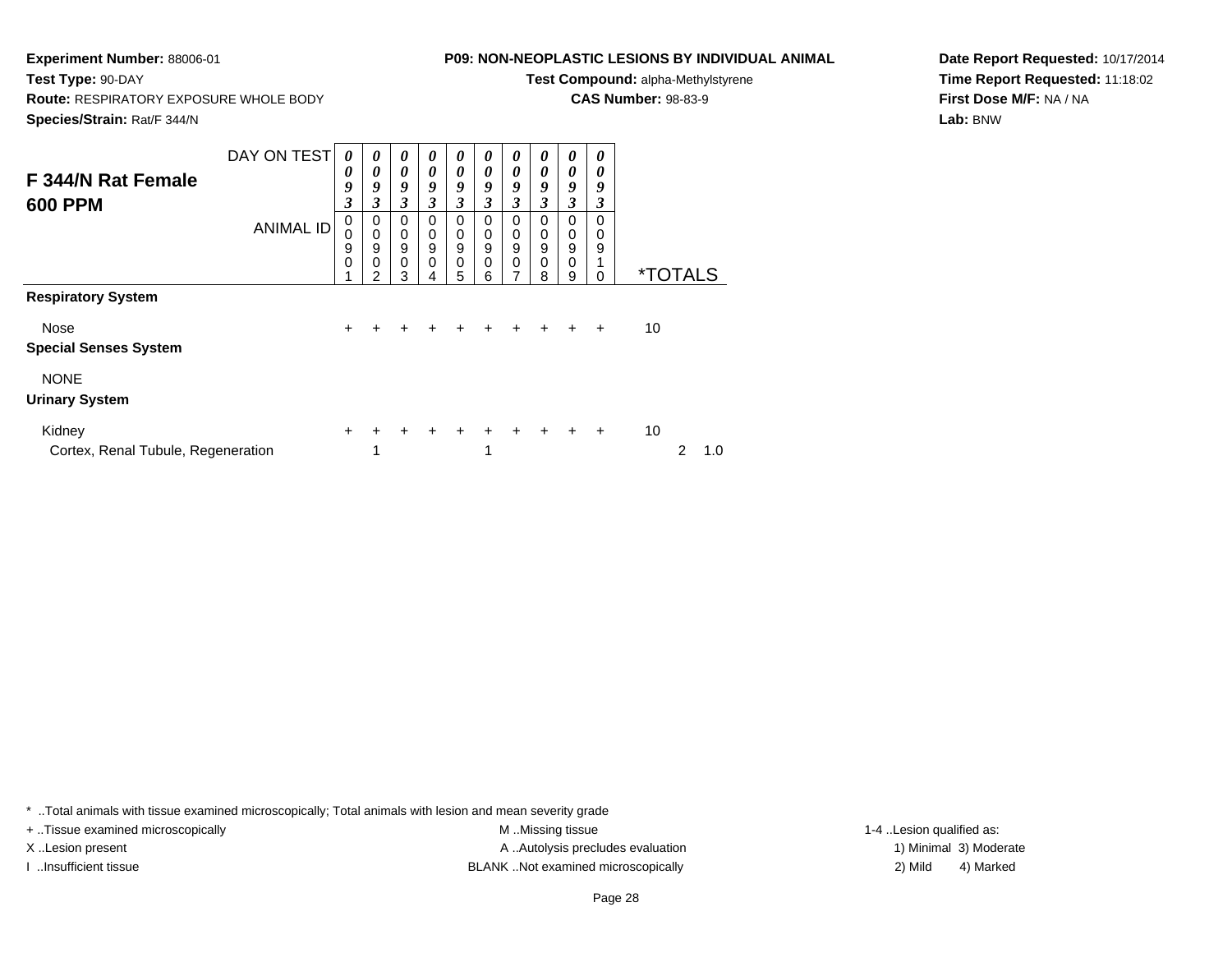**Experiment Number:** 88006-01
**Test Type:** 90-DAY
**Route:** RESPIRATORY EXPOSURE WHOLE BODY
**Species/Strain:** Rat/F 344/N

**P09: NON-NEOPLASTIC LESIONS BY INDIVIDUAL ANIMAL**
**Test Compound:** alpha-Methylstyrene
**CAS Number:** 98-83-9

**Date Report Requested:** 10/17/2014
**Time Report Requested:** 11:18:02
**First Dose M/F:** NA / NA
**Lab:** BNW

## F 344/N Rat Female 600 PPM

| DAY ON TEST | 0093 | 0093 | 0093 | 0093 | 0093 | 0093 | 0093 | 0093 | 0093 | 0093 | | |
|---|---|---|---|---|---|---|---|---|---|---|---|---|
| ANIMAL ID | 00901 | 00902 | 00903 | 00904 | 00905 | 00906 | 00907 | 00908 | 00909 | 00910 | *TOTALS | |
| **Respiratory System** | | | | | | | | | | | | |
| Nose | + | + | + | + | + | + | + | + | + | + | 10 | |
| **Special Senses System** | | | | | | | | | | | | |
| NONE | | | | | | | | | | | | |
| **Urinary System** | | | | | | | | | | | | |
| Kidney | + | + | + | + | + | + | + | + | + | + | 10 | |
| Cortex, Renal Tubule, Regeneration | | 1 | | | | 1 | | | | | 2 | 1.0 |

* ..Total animals with tissue examined microscopically; Total animals with lesion and mean severity grade
+ ..Tissue examined microscopically
X ..Lesion present
I ..Insufficient tissue

M ..Missing tissue
A ..Autolysis precludes evaluation
BLANK ..Not examined microscopically

1-4 ..Lesion qualified as:
1) Minimal 3) Moderate
2) Mild 4) Marked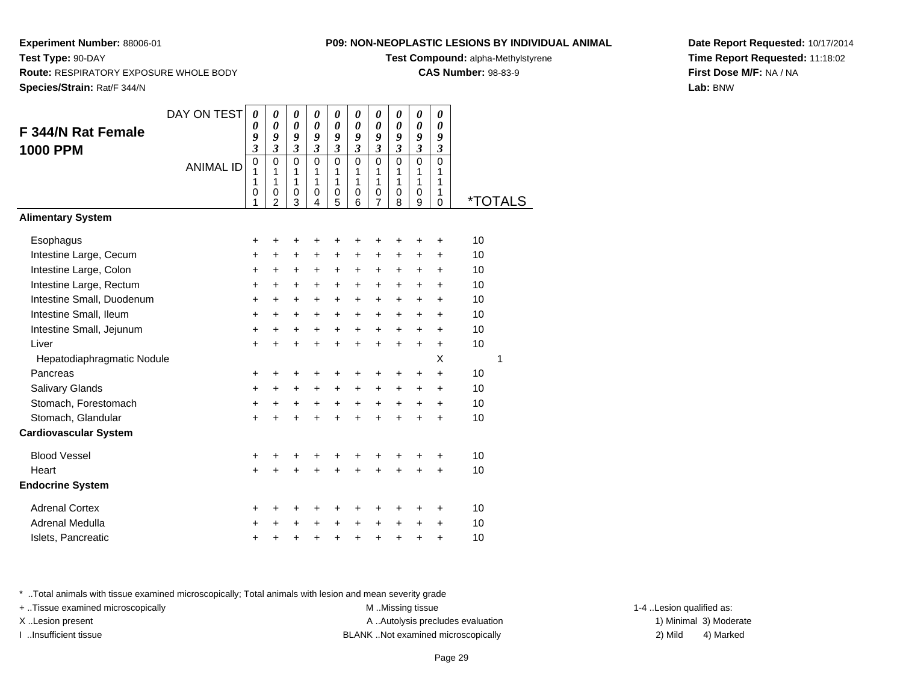**Experiment Number:** 88006-01
**Test Type:** 90-DAY
**Route:** RESPIRATORY EXPOSURE WHOLE BODY
**Species/Strain:** Rat/F 344/N

**P09: NON-NEOPLASTIC LESIONS BY INDIVIDUAL ANIMAL**
**Test Compound:** alpha-Methylstyrene
**CAS Number:** 98-83-9

**Date Report Requested:** 10/17/2014
**Time Report Requested:** 11:18:02
**First Dose M/F:** NA / NA
**Lab:** BNW

## F 344/N Rat Female 1000 PPM

| DAY ON TEST | 0093 | 0093 | 0093 | 0093 | 0093 | 0093 | 0093 | 0093 | 0093 | 0093 | |
|---|---|---|---|---|---|---|---|---|---|---|---|
| ANIMAL ID | 01101 | 01102 | 01103 | 01104 | 01105 | 01106 | 01107 | 01108 | 01109 | 01110 | *TOTALS |
| **Alimentary System** | | | | | | | | | | | |
| Esophagus | + | + | + | + | + | + | + | + | + | + | 10 |
| Intestine Large, Cecum | + | + | + | + | + | + | + | + | + | + | 10 |
| Intestine Large, Colon | + | + | + | + | + | + | + | + | + | + | 10 |
| Intestine Large, Rectum | + | + | + | + | + | + | + | + | + | + | 10 |
| Intestine Small, Duodenum | + | + | + | + | + | + | + | + | + | + | 10 |
| Intestine Small, Ileum | + | + | + | + | + | + | + | + | + | + | 10 |
| Intestine Small, Jejunum | + | + | + | + | + | + | + | + | + | + | 10 |
| Liver | + | + | + | + | + | + | + | + | + | + | 10 |
| Hepatodiaphragmatic Nodule | | | | | | | | | | X | 1 |
| Pancreas | + | + | + | + | + | + | + | + | + | + | 10 |
| Salivary Glands | + | + | + | + | + | + | + | + | + | + | 10 |
| Stomach, Forestomach | + | + | + | + | + | + | + | + | + | + | 10 |
| Stomach, Glandular | + | + | + | + | + | + | + | + | + | + | 10 |
| **Cardiovascular System** | | | | | | | | | | | |
| Blood Vessel | + | + | + | + | + | + | + | + | + | + | 10 |
| Heart | + | + | + | + | + | + | + | + | + | + | 10 |
| **Endocrine System** | | | | | | | | | | | |
| Adrenal Cortex | + | + | + | + | + | + | + | + | + | + | 10 |
| Adrenal Medulla | + | + | + | + | + | + | + | + | + | + | 10 |
| Islets, Pancreatic | + | + | + | + | + | + | + | + | + | + | 10 |

* ..Total animals with tissue examined microscopically; Total animals with lesion and mean severity grade
+ ..Tissue examined microscopically
X ..Lesion present
I ..Insufficient tissue

M ..Missing tissue
A ..Autolysis precludes evaluation
BLANK ..Not examined microscopically

1-4 ..Lesion qualified as:
1) Minimal 3) Moderate
2) Mild 4) Marked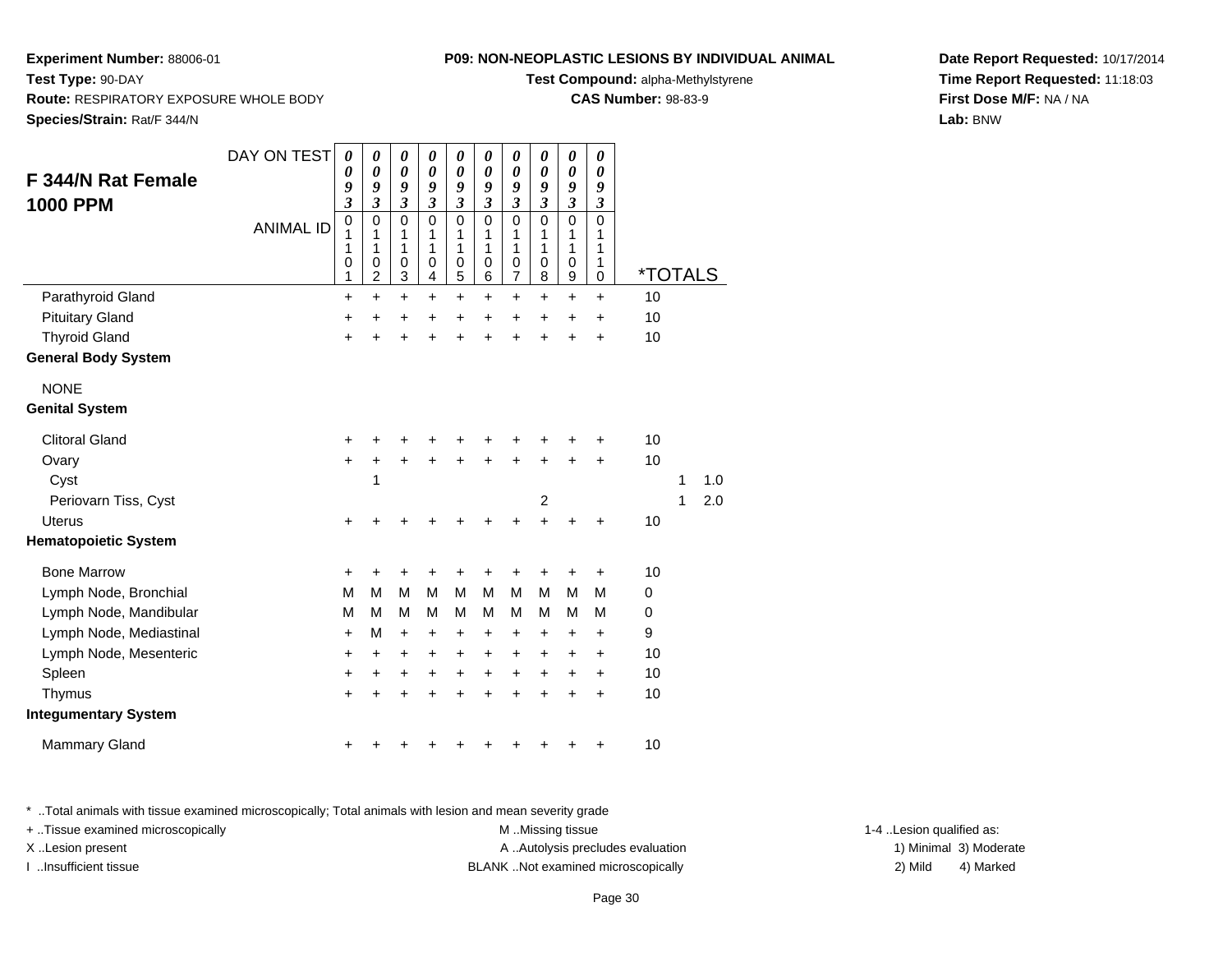**Experiment Number:** 88006-01
**Test Type:** 90-DAY
**Route:** RESPIRATORY EXPOSURE WHOLE BODY
**Species/Strain:** Rat/F 344/N

**P09: NON-NEOPLASTIC LESIONS BY INDIVIDUAL ANIMAL**
**Test Compound:** alpha-Methylstyrene
**CAS Number:** 98-83-9

**Date Report Requested:** 10/17/2014
**Time Report Requested:** 11:18:03
**First Dose M/F:** NA / NA
**Lab:** BNW

## F 344/N Rat Female 1000 PPM

| DAY ON TEST | 0093 | 0093 | 0093 | 0093 | 0093 | 0093 | 0093 | 0093 | 0093 | 0093 | | | |
|---|---|---|---|---|---|---|---|---|---|---|---|---|---|
| ANIMAL ID | 01101 | 01102 | 01103 | 01104 | 01105 | 01106 | 01107 | 01108 | 01109 | 01110 | *TOTALS | | |
| Parathyroid Gland | + | + | + | + | + | + | + | + | + | + | 10 | | |
| Pituitary Gland | + | + | + | + | + | + | + | + | + | + | 10 | | |
| Thyroid Gland | + | + | + | + | + | + | + | + | + | + | 10 | | |
| **General Body System** | | | | | | | | | | | | | |
| NONE | | | | | | | | | | | | | |
| **Genital System** | | | | | | | | | | | | | |
| Clitoral Gland | + | + | + | + | + | + | + | + | + | + | 10 | | |
| Ovary | + | + | + | + | + | + | + | + | + | + | 10 | | |
| Cyst | | 1 | | | | | | | | | | 1 | 1.0 |
| Periovarn Tiss, Cyst | | | | | | | | 2 | | | | 1 | 2.0 |
| Uterus | + | + | + | + | + | + | + | + | + | + | 10 | | |
| **Hematopoietic System** | | | | | | | | | | | | | |
| Bone Marrow | + | + | + | + | + | + | + | + | + | + | 10 | | |
| Lymph Node, Bronchial | M | M | M | M | M | M | M | M | M | M | 0 | | |
| Lymph Node, Mandibular | M | M | M | M | M | M | M | M | M | M | 0 | | |
| Lymph Node, Mediastinal | + | M | + | + | + | + | + | + | + | + | 9 | | |
| Lymph Node, Mesenteric | + | + | + | + | + | + | + | + | + | + | 10 | | |
| Spleen | + | + | + | + | + | + | + | + | + | + | 10 | | |
| Thymus | + | + | + | + | + | + | + | + | + | + | 10 | | |
| **Integumentary System** | | | | | | | | | | | | | |
| Mammary Gland | + | + | + | + | + | + | + | + | + | + | 10 | | |

* ..Total animals with tissue examined microscopically; Total animals with lesion and mean severity grade
+ ..Tissue examined microscopically
X ..Lesion present
I ..Insufficient tissue

M ..Missing tissue
A ..Autolysis precludes evaluation
BLANK ..Not examined microscopically

1-4 ..Lesion qualified as:
1) Minimal 3) Moderate
2) Mild 4) Marked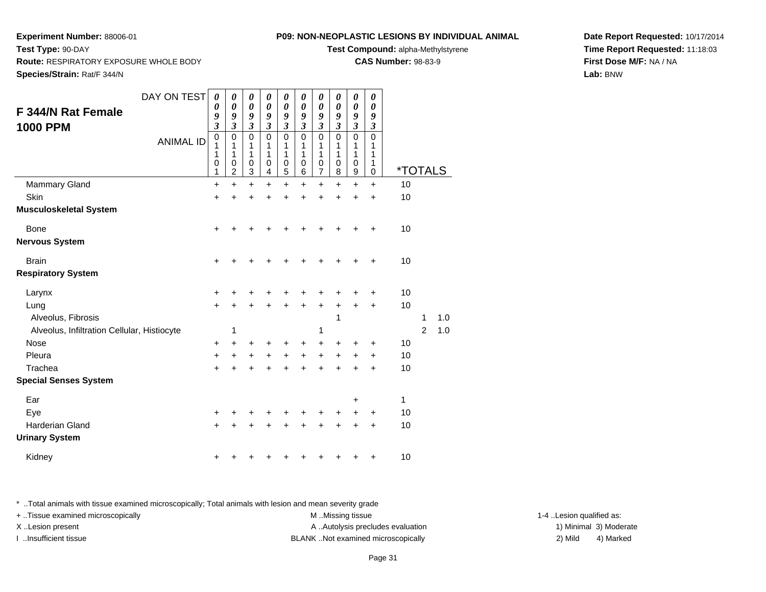**Experiment Number:** 88006-01
**Test Type:** 90-DAY
**Route:** RESPIRATORY EXPOSURE WHOLE BODY
**Species/Strain:** Rat/F 344/N

**P09: NON-NEOPLASTIC LESIONS BY INDIVIDUAL ANIMAL**
**Test Compound:** alpha-Methylstyrene
**CAS Number:** 98-83-9

**Date Report Requested:** 10/17/2014
**Time Report Requested:** 11:18:03
**First Dose M/F:** NA / NA
**Lab:** BNW

## F 344/N Rat Female 1000 PPM

| DAY ON TEST | 0093 | 0093 | 0093 | 0093 | 0093 | 0093 | 0093 | 0093 | 0093 | 0093 | | | |
|---|---|---|---|---|---|---|---|---|---|---|---|---|---|
| ANIMAL ID | 01101 | 01102 | 01103 | 01104 | 01105 | 01106 | 01107 | 01108 | 01109 | 01110 | *TOTALS | | |
| Mammary Gland | + | + | + | + | + | + | + | + | + | + | 10 | | |
| Skin | + | + | + | + | + | + | + | + | + | + | 10 | | |
| **Musculoskeletal System** | | | | | | | | | | | | | |
| Bone | + | + | + | + | + | + | + | + | + | + | 10 | | |
| **Nervous System** | | | | | | | | | | | | | |
| Brain | + | + | + | + | + | + | + | + | + | + | 10 | | |
| **Respiratory System** | | | | | | | | | | | | | |
| Larynx | + | + | + | + | + | + | + | + | + | + | 10 | | |
| Lung | + | + | + | + | + | + | + | + | + | + | 10 | | |
| Alveolus, Fibrosis | | | | | | | | 1 | | | | 1 | 1.0 |
| Alveolus, Infiltration Cellular, Histiocyte | | 1 | | | | | 1 | | | | | 2 | 1.0 |
| Nose | + | + | + | + | + | + | + | + | + | + | 10 | | |
| Pleura | + | + | + | + | + | + | + | + | + | + | 10 | | |
| Trachea | + | + | + | + | + | + | + | + | + | + | 10 | | |
| **Special Senses System** | | | | | | | | | | | | | |
| Ear | | | | | | | | | + | | 1 | | |
| Eye | + | + | + | + | + | + | + | + | + | + | 10 | | |
| Harderian Gland | + | + | + | + | + | + | + | + | + | + | 10 | | |
| **Urinary System** | | | | | | | | | | | | | |
| Kidney | + | + | + | + | + | + | + | + | + | + | 10 | | |

* ..Total animals with tissue examined microscopically; Total animals with lesion and mean severity grade
+ ..Tissue examined microscopically
X ..Lesion present
I ..Insufficient tissue
M ..Missing tissue
A ..Autolysis precludes evaluation
BLANK ..Not examined microscopically
1-4 ..Lesion qualified as: 1) Minimal 2) Mild 3) Moderate 4) Marked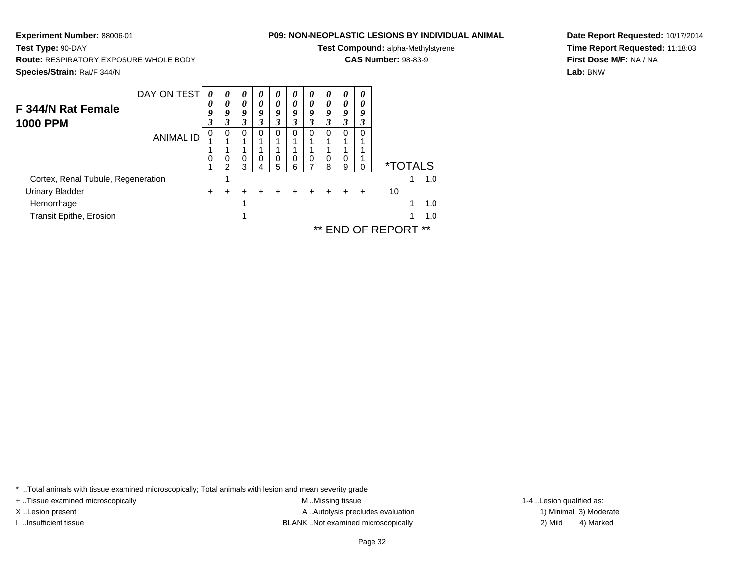**Experiment Number:** 88006-01

**Test Type:** 90-DAY

**Route:** RESPIRATORY EXPOSURE WHOLE BODY

**Species/Strain:** Rat/F 344/N

**P09: NON-NEOPLASTIC LESIONS BY INDIVIDUAL ANIMAL**

**Test Compound:** alpha-Methylstyrene

**CAS Number:** 98-83-9

**Date Report Requested:** 10/17/2014

**Time Report Requested:** 11:18:03

**First Dose M/F:** NA / NA

**Lab:** BNW

## F 344/N Rat Female 1000 PPM

| DAY ON TEST | 0093 | 0093 | 0093 | 0093 | 0093 | 0093 | 0093 | 0093 | 0093 | 0093 | | |
|---|---|---|---|---|---|---|---|---|---|---|---|---|
| ANIMAL ID | 01101 | 01102 | 01103 | 01104 | 01105 | 01106 | 01107 | 01108 | 01109 | 01110 | *TOTALS | |
| Cortex, Renal Tubule, Regeneration | | 1 | | | | | | | | | 1 | 1.0 |
| Urinary Bladder | + | + | + | + | + | + | + | + | + | + | 10 | |
| Hemorrhage | | | 1 | | | | | | | | 1 | 1.0 |
| Transit Epithe, Erosion | | | 1 | | | | | | | | 1 | 1.0 |

** END OF REPORT **

* ..Total animals with tissue examined microscopically; Total animals with lesion and mean severity grade

+ ..Tissue examined microscopically

X ..Lesion present

I ..Insufficient tissue

M ..Missing tissue

A ..Autolysis precludes evaluation

BLANK ..Not examined microscopically

1-4 ..Lesion qualified as:

1) Minimal 3) Moderate

2) Mild 4) Marked